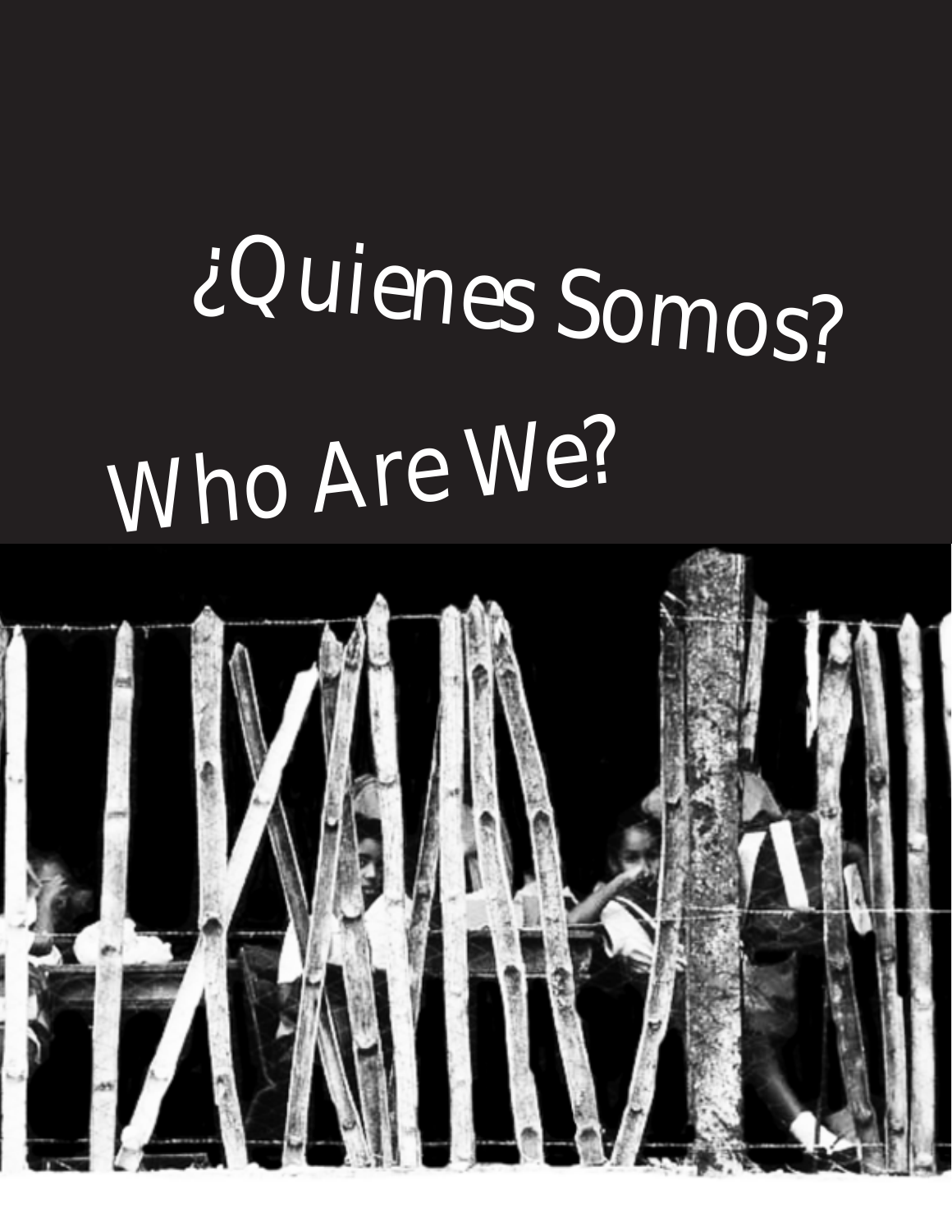# ¿Quienes Somos?

# Who Are We?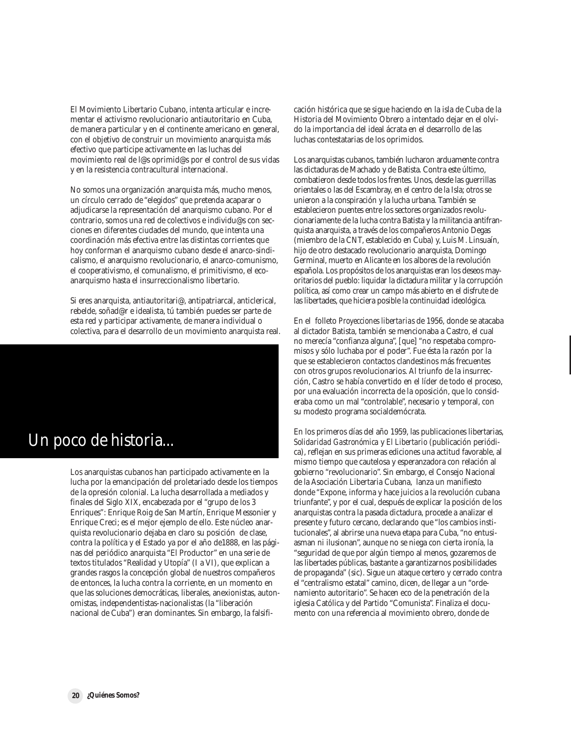El Movimiento Libertario Cubano, intenta articular e incrementar el activismo revolucionario antiautoritario en Cuba, de manera particular y en el continente americano en general, con el objetivo de construir un movimiento anarquista más efectivo que participe activamente en las luchas del movimiento real de l@s oprimid@s por el control de sus vidas y en la resistencia contracultural internacional.

No somos una organización anarquista más, mucho menos, un círculo cerrado de "elegidos" que pretenda acaparar o adjudicarse la representación del anarquismo cubano. Por el contrario, somos una red de colectivos e individu@s con secciones en diferentes ciudades del mundo, que intenta una coordinación más efectiva entre las distintas corrientes que hoy conforman el anarquismo cubano desde el anarco-sindicalismo, el anarquismo revolucionario, el anarco-comunismo, el cooperativismo, el comunalismo, el primitivismo, el eco-anarquismo hasta el insurreccionalismo libertario.

Si eres anarquista, antiautoritari@, antipatriarcal, anticlerical, rebelde, soñad@r e idealista, tú también puedes ser parte de esta red y participar activamente, de manera individual o colectiva, para el desarrollo de un movimiento anarquista real.

# Un poco de historia...

Los anarquistas cubanos han participado activamente en la lucha por la emancipación del proletariado desde los tiempos de la opresión colonial. La lucha desarrollada a mediados y finales del Siglo XIX, encabezada por el "grupo de los 3 Enriques": Enrique Roig de San Martín, Enrique Messonier y Enrique Creci; es el mejor ejemplo de ello. Este núcleo anarquista revolucionario dejaba en claro su posición de clase, contra la política y el Estado ya por el año de1888, en las páginas del periódico anarquista "El Productor" en una serie de textos titulados "Realidad y Utopía" (I a VI), que explican a grandes rasgos la concepción global de nuestros compañeros de entonces, la lucha contra la corriente, en un momento en que las soluciones democráticas, liberales, anexionistas, autonomistas, independentistas-nacionalistas (la "liberación nacional de Cuba") eran dominantes. Sin embargo, la falsificación histórica que se sigue haciendo en la isla de Cuba de la Historia del Movimiento Obrero a intentado dejar en el olvido la importancia del ideal ácrata en el desarrollo de las luchas contestatarias de los oprimidos.

Los anarquistas cubanos, también lucharon arduamente contra las dictaduras de Machado y de Batista. Contra este último, combatieron desde todos los frentes. Unos, desde las guerrillas orientales o las del Escambray, en el centro de la Isla; otros se unieron a la conspiración y la lucha urbana. También se establecieron puentes entre los sectores organizados revolucionariamente de la lucha contra Batista y la militancia antifranquista anarquista, a través de los compañeros Antonio Degas (miembro de la CNT, establecido en Cuba) y, Luis M. Linsuaín, hijo de otro destacado revolucionario anarquista, Domingo Germinal, muerto en Alicante en los albores de la revolución española. Los propósitos de los anarquistas eran los deseos mayoritarios del pueblo: liquidar la dictadura militar y la corrupción política, así como crear un campo más abierto en el disfrute de las libertades, que hiciera posible la continuidad ideológica.

En el folleto *Proyecciones libertarias* de 1956, donde se atacaba al dictador Batista, también se mencionaba a Castro, el cual no merecía "confianza alguna", [que] "no respetaba compromisos y sólo luchaba por el poder". Fue ésta la razón por la que se establecieron contactos clandestinos más frecuentes con otros grupos revolucionarios. Al triunfo de la insurrección, Castro se había convertido en el líder de todo el proceso, por una evaluación incorrecta de la oposición, que lo consideraba como un mal "controlable", necesario y temporal, con su modesto programa socialdemócrata.

En los primeros días del año 1959, las publicaciones libertarias, *Solidaridad Gastronómica* y *El Libertario* (publicación periódica), reflejan en sus primeras ediciones una actitud favorable, al mismo tiempo que cautelosa y esperanzadora con relación al gobierno "revolucionario". Sin embargo, el Consejo Nacional de la Asociación Libertaria Cubana, lanza un manifiesto donde "Expone, informa y hace juicios a la revolución cubana triunfante", y por el cual, después de explicar la posición de los anarquistas contra la pasada dictadura, procede a analizar el presente y futuro cercano, declarando que "los cambios institucionales", al abrirse una nueva etapa para Cuba, "no entusiasman ni ilusionan", aunque no se niega con cierta ironía, la "seguridad de que por algún tiempo al menos, gozaremos de las libertades públicas, bastante a garantizarnos posibilidades de propaganda" (sic). Sigue un ataque certero y cerrado contra el "centralismo estatal" camino, dicen, de llegar a un "ordenamiento autoritario". Se hacen eco de la penetración de la iglesia Católica y del Partido "Comunista". Finaliza el documento con una referencia al movimiento obrero, donde de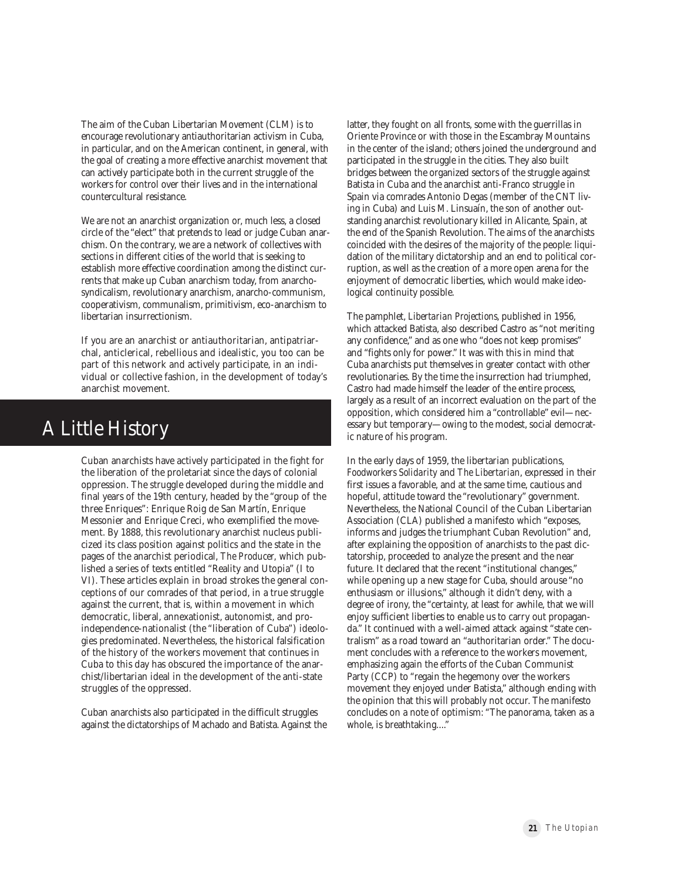The aim of the Cuban Libertarian Movement (CLM) is to encourage revolutionary antiauthoritarian activism in Cuba, in particular, and on the American continent, in general, with the goal of creating a more effective anarchist movement that can actively participate both in the current struggle of the workers for control over their lives and in the international countercultural resistance.

We are not an anarchist organization or, much less, a closed circle of the "elect" that pretends to lead or judge Cuban anarchism. On the contrary, we are a network of collectives with sections in different cities of the world that is seeking to establish more effective coordination among the distinct currents that make up Cuban anarchism today, from anarcho-syndicalism, revolutionary anarchism, anarcho-communism, cooperativism, communalism, primitivism, eco-anarchism to libertarian insurrectionism.

If you are an anarchist or antiauthoritarian, antipatriarchal, anticlerical, rebellious and idealistic, you too can be part of this network and actively participate, in an individual or collective fashion, in the development of today's anarchist movement.

## A Little History

Cuban anarchists have actively participated in the fight for the liberation of the proletariat since the days of colonial oppression. The struggle developed during the middle and final years of the 19th century, headed by the "group of the three Enriques": Enrique Roig de San Martín, Enrique Messonier and Enrique Creci, who exemplified the movement. By 1888, this revolutionary anarchist nucleus publicized its class position against politics and the state in the pages of the anarchist periodical, *The Producer*, which published a series of texts entitled "Reality and Utopia" (I to VI). These articles explain in broad strokes the general conceptions of our comrades of that period, in a true struggle against the current, that is, within a movement in which democratic, liberal, annexationist, autonomist, and pro-independence-nationalist (the "liberation of Cuba") ideologies predominated. Nevertheless, the historical falsification of the history of the workers movement that continues in Cuba to this day has obscured the importance of the anarchist/libertarian ideal in the development of the anti-state struggles of the oppressed.

Cuban anarchists also participated in the difficult struggles against the dictatorships of Machado and Batista. Against the latter, they fought on all fronts, some with the guerrillas in Oriente Province or with those in the Escambray Mountains in the center of the island; others joined the underground and participated in the struggle in the cities. They also built bridges between the organized sectors of the struggle against Batista in Cuba and the anarchist anti-Franco struggle in Spain via comrades Antonio Degas (member of the CNT living in Cuba) and Luis M. Linsuaín, the son of another outstanding anarchist revolutionary killed in Alicante, Spain, at the end of the Spanish Revolution. The aims of the anarchists coincided with the desires of the majority of the people: liquidation of the military dictatorship and an end to political corruption, as well as the creation of a more open arena for the enjoyment of democratic liberties, which would make ideological continuity possible.

The pamphlet, *Libertarian Projections*, published in 1956, which attacked Batista, also described Castro as "not meriting any confidence," and as one who "does not keep promises" and "fights only for power." It was with this in mind that Cuba anarchists put themselves in greater contact with other revolutionaries. By the time the insurrection had triumphed, Castro had made himself the leader of the entire process, largely as a result of an incorrect evaluation on the part of the opposition, which considered him a "controllable" evil—necessary but temporary—owing to the modest, social democratic nature of his program.

In the early days of 1959, the libertarian publications, *Foodworkers Solidarity* and *The Libertarian*, expressed in their first issues a favorable, and at the same time, cautious and hopeful, attitude toward the "revolutionary" government. Nevertheless, the National Council of the Cuban Libertarian Association (CLA) published a manifesto which "exposes, informs and judges the triumphant Cuban Revolution" and, after explaining the opposition of anarchists to the past dictatorship, proceeded to analyze the present and the near future. It declared that the recent "institutional changes," while opening up a new stage for Cuba, should arouse "no enthusiasm or illusions," although it didn't deny, with a degree of irony, the "certainty, at least for awhile, that we will enjoy sufficient liberties to enable us to carry out propaganda." It continued with a well-aimed attack against "state centralism" as a road toward an "authoritarian order." The document concludes with a reference to the workers movement, emphasizing again the efforts of the Cuban Communist Party (CCP) to "regain the hegemony over the workers movement they enjoyed under Batista," although ending with the opinion that this will probably not occur. The manifesto concludes on a note of optimism: "The panorama, taken as a whole, is breathtaking...."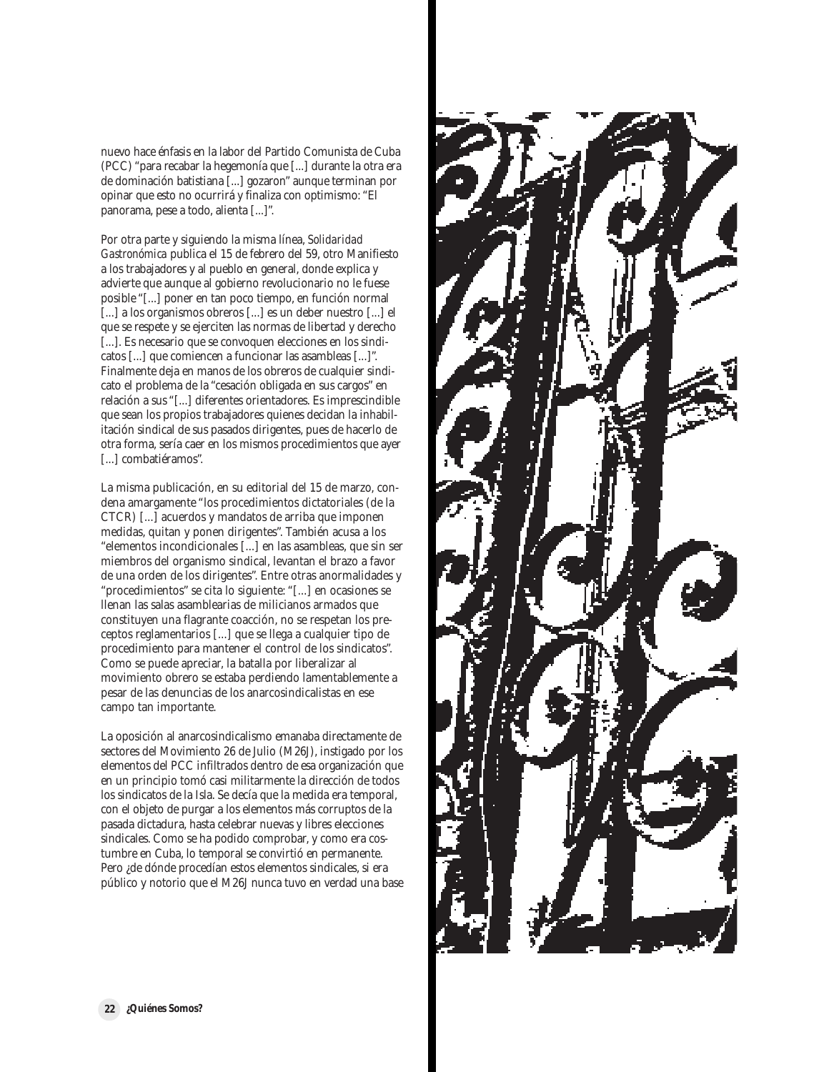nuevo hace énfasis en la labor del Partido Comunista de Cuba (PCC) "para recabar la hegemonía que [...] durante la otra era de dominación batistiana [...] gozaron" aunque terminan por opinar que esto no ocurrirá y finaliza con optimismo: "El panorama, pese a todo, alienta [...]".

Por otra parte y siguiendo la misma línea, *Solidaridad Gastronómica* publica el 15 de febrero del 59, otro Manifiesto a los trabajadores y al pueblo en general, donde explica y advierte que aunque al gobierno revolucionario no le fuese posible "[...] poner en tan poco tiempo, en función normal [...] a los organismos obreros [...] es un deber nuestro [...] el que se respete y se ejerciten las normas de libertad y derecho [...]. Es necesario que se convoquen elecciones en los sindicatos [...] que comiencen a funcionar las asambleas [...]". Finalmente deja en manos de los obreros de cualquier sindicato el problema de la "cesación obligada en sus cargos" en relación a sus "[...] diferentes orientadores. Es imprescindible que sean los propios trabajadores quienes decidan la inhabilitación sindical de sus pasados dirigentes, pues de hacerlo de otra forma, sería caer en los mismos procedimientos que ayer [...] combatiéramos".

La misma publicación, en su editorial del 15 de marzo, condena amargamente "los procedimientos dictatoriales (de la CTCR) [...] acuerdos y mandatos de arriba que imponen medidas, quitan y ponen dirigentes". También acusa a los "elementos incondicionales [...] en las asambleas, que sin ser miembros del organismo sindical, levantan el brazo a favor de una orden de los dirigentes". Entre otras anormalidades y "procedimientos" se cita lo siguiente: "[...] en ocasiones se llenan las salas asamblearias de milicianos armados que constituyen una flagrante coacción, no se respetan los preceptos reglamentarios [...] que se llega a cualquier tipo de procedimiento para mantener el control de los sindicatos". Como se puede apreciar, la batalla por liberalizar al movimiento obrero se estaba perdiendo lamentablemente a pesar de las denuncias de los anarcosindicalistas en ese campo tan importante.

La oposición al anarcosindicalismo emanaba directamente de sectores del Movimiento 26 de Julio (M26J), instigado por los elementos del PCC infiltrados dentro de esa organización que en un principio tomó casi militarmente la dirección de todos los sindicatos de la Isla. Se decía que la medida era temporal, con el objeto de purgar a los elementos más corruptos de la pasada dictadura, hasta celebrar nuevas y libres elecciones sindicales. Como se ha podido comprobar, y como era costumbre en Cuba, lo temporal se convirtió en permanente. Pero ¿de dónde procedían estos elementos sindicales, si era público y notorio que el M26J nunca tuvo en verdad una base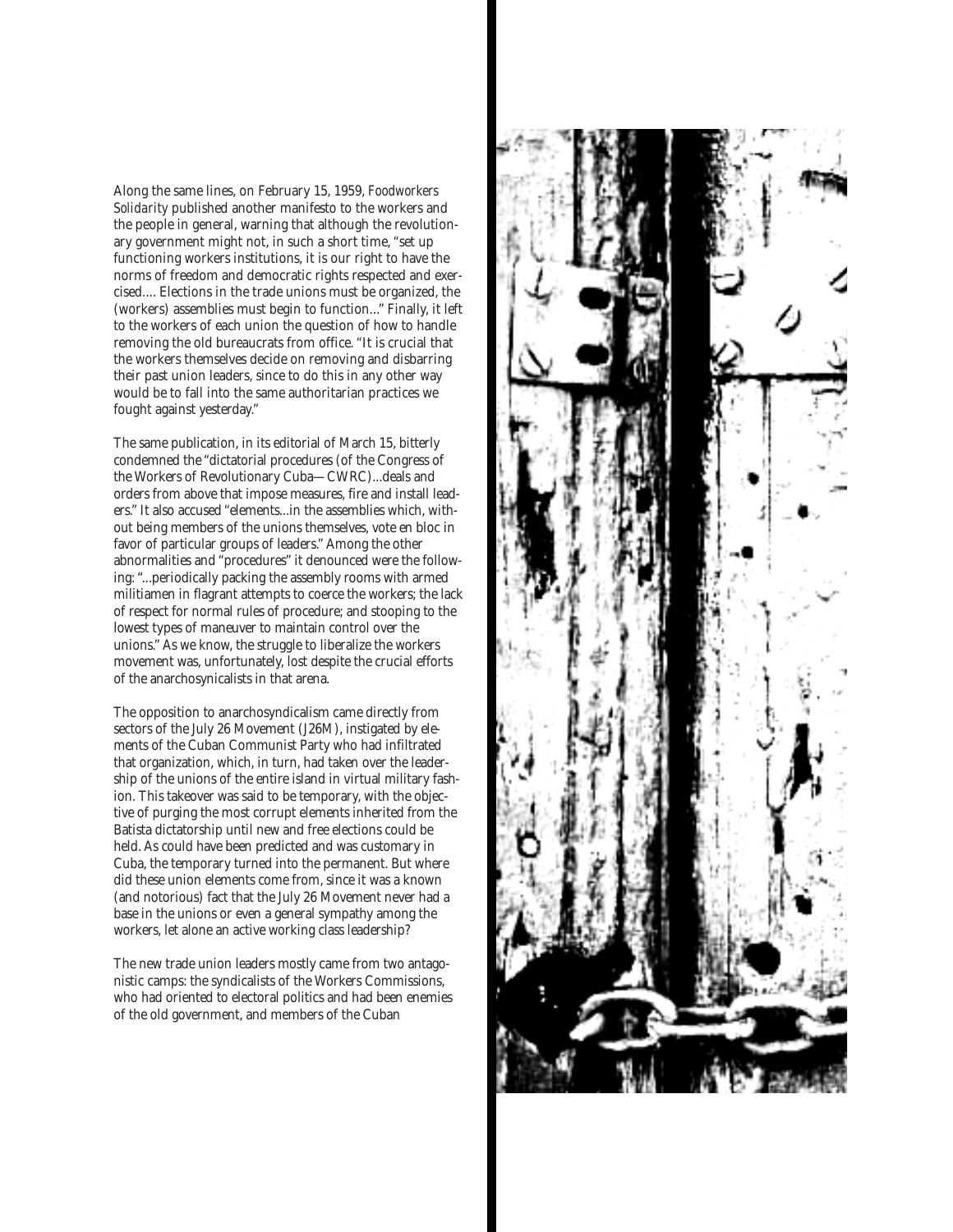Along the same lines, on February 15, 1959, *Foodworkers Solidarity* published another manifesto to the workers and the people in general, warning that although the revolutionary government might not, in such a short time, "set up functioning workers institutions, it is our right to have the norms of freedom and democratic rights respected and exercised.... Elections in the trade unions must be organized, the (workers) assemblies must begin to function..." Finally, it left to the workers of each union the question of how to handle removing the old bureaucrats from office. "It is crucial that the workers themselves decide on removing and disbarring their past union leaders, since to do this in any other way would be to fall into the same authoritarian practices we fought against yesterday."

The same publication, in its editorial of March 15, bitterly condemned the "dictatorial procedures (of the Congress of the Workers of Revolutionary Cuba—CWRC)...deals and orders from above that impose measures, fire and install leaders." It also accused "elements...in the assemblies which, without being members of the unions themselves, vote en bloc in favor of particular groups of leaders." Among the other abnormalities and "procedures" it denounced were the following: "...periodically packing the assembly rooms with armed militiamen in flagrant attempts to coerce the workers; the lack of respect for normal rules of procedure; and stooping to the lowest types of maneuver to maintain control over the unions." As we know, the struggle to liberalize the workers movement was, unfortunately, lost despite the crucial efforts of the anarchosynicalists in that arena.

The opposition to anarchosyndicalism came directly from sectors of the July 26 Movement (J26M), instigated by elements of the Cuban Communist Party who had infiltrated that organization, which, in turn, had taken over the leadership of the unions of the entire island in virtual military fashion. This takeover was said to be temporary, with the objective of purging the most corrupt elements inherited from the Batista dictatorship until new and free elections could be held. As could have been predicted and was customary in Cuba, the temporary turned into the permanent. But where did these union elements come from, since it was a known (and notorious) fact that the July 26 Movement never had a base in the unions or even a general sympathy among the workers, let alone an active working class leadership?

The new trade union leaders mostly came from two antagonistic camps: the syndicalists of the Workers Commissions, who had oriented to electoral politics and had been enemies of the old government, and members of the Cuban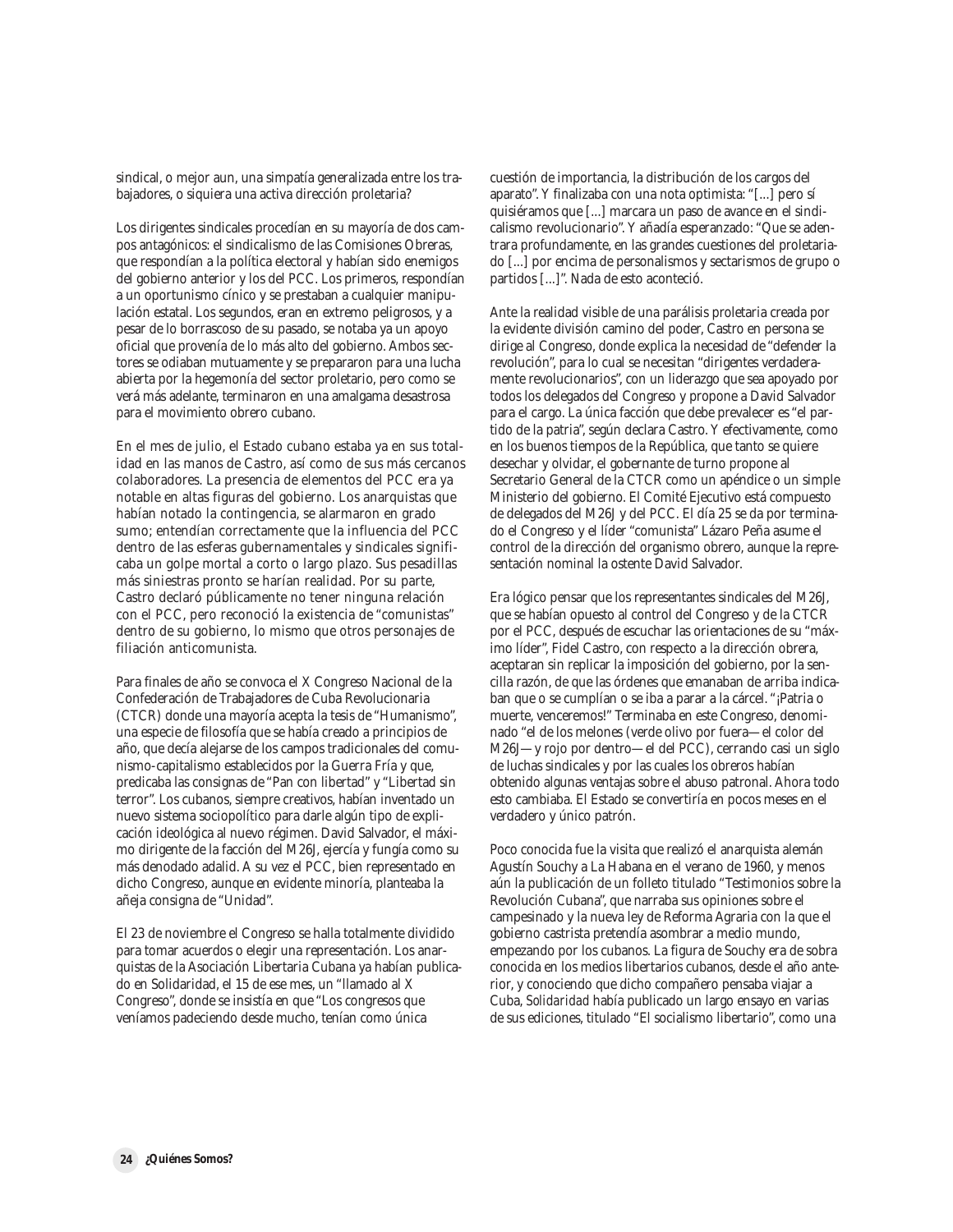sindical, o mejor aun, una simpatía generalizada entre los trabajadores, o siquiera una activa dirección proletaria?

Los dirigentes sindicales procedían en su mayoría de dos campos antagónicos: el sindicalismo de las Comisiones Obreras, que respondían a la política electoral y habían sido enemigos del gobierno anterior y los del PCC. Los primeros, respondían a un oportunismo cínico y se prestaban a cualquier manipulación estatal. Los segundos, eran en extremo peligrosos, y a pesar de lo borrascoso de su pasado, se notaba ya un apoyo oficial que provenía de lo más alto del gobierno. Ambos sectores se odiaban mutuamente y se prepararon para una lucha abierta por la hegemonía del sector proletario, pero como se verá más adelante, terminaron en una amalgama desastrosa para el movimiento obrero cubano.

En el mes de julio, el Estado cubano estaba ya en sus totalidad en las manos de Castro, así como de sus más cercanos colaboradores. La presencia de elementos del PCC era ya notable en altas figuras del gobierno. Los anarquistas que habían notado la contingencia, se alarmaron en grado sumo; entendían correctamente que la influencia del PCC dentro de las esferas gubernamentales y sindicales significaba un golpe mortal a corto o largo plazo. Sus pesadillas más siniestras pronto se harían realidad. Por su parte, Castro declaró públicamente no tener ninguna relación con el PCC, pero reconoció la existencia de "comunistas" dentro de su gobierno, lo mismo que otros personajes de filiación anticomunista.

Para finales de año se convoca el X Congreso Nacional de la Confederación de Trabajadores de Cuba Revolucionaria (CTCR) donde una mayoría acepta la tesis de "Humanismo", una especie de filosofía que se había creado a principios de año, que decía alejarse de los campos tradicionales del comunismo-capitalismo establecidos por la Guerra Fría y que, predicaba las consignas de "Pan con libertad" y "Libertad sin terror". Los cubanos, siempre creativos, habían inventado un nuevo sistema sociopolítico para darle algún tipo de explicación ideológica al nuevo régimen. David Salvador, el máximo dirigente de la facción del M26J, ejercía y fungía como su más denodado adalid. A su vez el PCC, bien representado en dicho Congreso, aunque en evidente minoría, planteaba la añeja consigna de "Unidad".

El 23 de noviembre el Congreso se halla totalmente dividido para tomar acuerdos o elegir una representación. Los anarquistas de la Asociación Libertaria Cubana ya habían publicado en Solidaridad, el 15 de ese mes, un "llamado al X Congreso", donde se insistía en que "Los congresos que veníamos padeciendo desde mucho, tenían como única cuestión de importancia, la distribución de los cargos del aparato". Y finalizaba con una nota optimista: "[...] pero sí quisiéramos que [...] marcara un paso de avance en el sindicalismo revolucionario". Y añadía esperanzado: "Que se adentrara profundamente, en las grandes cuestiones del proletariado [...] por encima de personalismos y sectarismos de grupo o partidos [...]". Nada de esto aconteció.

Ante la realidad visible de una parálisis proletaria creada por la evidente división camino del poder, Castro en persona se dirige al Congreso, donde explica la necesidad de "defender la revolución", para lo cual se necesitan "dirigentes verdaderamente revolucionarios", con un liderazgo que sea apoyado por todos los delegados del Congreso y propone a David Salvador para el cargo. La única facción que debe prevalecer es "el partido de la patria", según declara Castro. Y efectivamente, como en los buenos tiempos de la República, que tanto se quiere desechar y olvidar, el gobernante de turno propone al Secretario General de la CTCR como un apéndice o un simple Ministerio del gobierno. El Comité Ejecutivo está compuesto de delegados del M26J y del PCC. El día 25 se da por terminado el Congreso y el líder "comunista" Lázaro Peña asume el control de la dirección del organismo obrero, aunque la representación nominal la ostente David Salvador.

Era lógico pensar que los representantes sindicales del M26J, que se habían opuesto al control del Congreso y de la CTCR por el PCC, después de escuchar las orientaciones de su "máximo líder", Fidel Castro, con respecto a la dirección obrera, aceptaran sin replicar la imposición del gobierno, por la sencilla razón, de que las órdenes que emanaban de arriba indicaban que o se cumplían o se iba a parar a la cárcel. "¡Patria o muerte, venceremos!" Terminaba en este Congreso, denominado "el de los melones (verde olivo por fuera—el color del M26J—y rojo por dentro—el del PCC), cerrando casi un siglo de luchas sindicales y por las cuales los obreros habían obtenido algunas ventajas sobre el abuso patronal. Ahora todo esto cambiaba. El Estado se convertiría en pocos meses en el verdadero y único patrón.

Poco conocida fue la visita que realizó el anarquista alemán Agustín Souchy a La Habana en el verano de 1960, y menos aún la publicación de un folleto titulado "Testimonios sobre la Revolución Cubana", que narraba sus opiniones sobre el campesinado y la nueva ley de Reforma Agraria con la que el gobierno castrista pretendía asombrar a medio mundo, empezando por los cubanos. La figura de Souchy era de sobra conocida en los medios libertarios cubanos, desde el año anterior, y conociendo que dicho compañero pensaba viajar a Cuba, *Solidaridad* había publicado un largo ensayo en varias de sus ediciones, titulado "El socialismo libertario", como una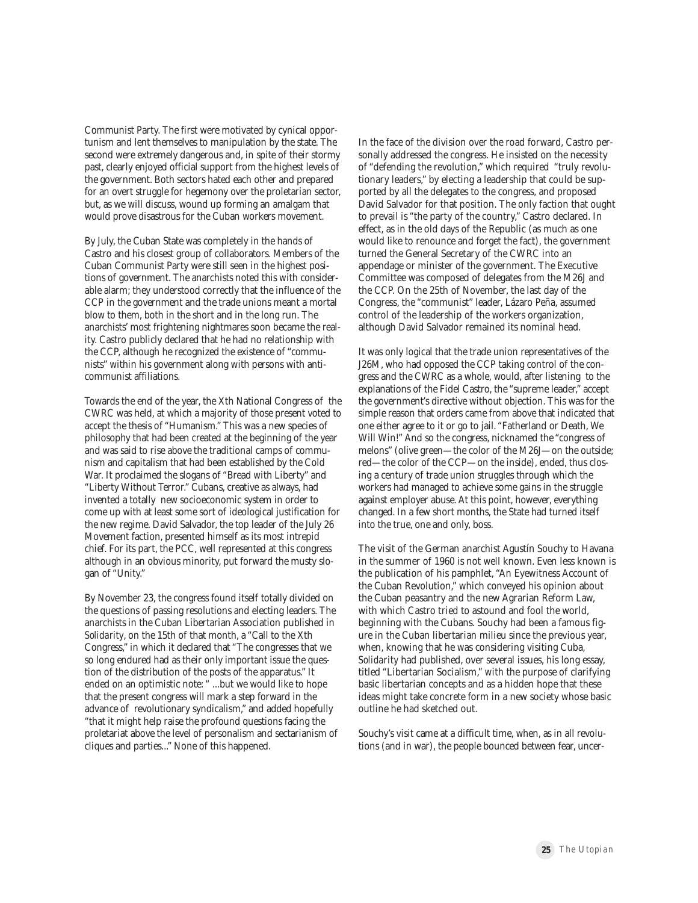Communist Party. The first were motivated by cynical opportunism and lent themselves to manipulation by the state. The second were extremely dangerous and, in spite of their stormy past, clearly enjoyed official support from the highest levels of the government. Both sectors hated each other and prepared for an overt struggle for hegemony over the proletarian sector, but, as we will discuss, wound up forming an amalgam that would prove disastrous for the Cuban workers movement.

By July, the Cuban State was completely in the hands of Castro and his closest group of collaborators. Members of the Cuban Communist Party were still seen in the highest positions of government. The anarchists noted this with considerable alarm; they understood correctly that the influence of the CCP in the government and the trade unions meant a mortal blow to them, both in the short and in the long run. The anarchists' most frightening nightmares soon became the reality. Castro publicly declared that he had no relationship with the CCP, although he recognized the existence of "communists" within his government along with persons with anticommunist affiliations.

Towards the end of the year, the Xth National Congress of the CWRC was held, at which a majority of those present voted to accept the thesis of "Humanism." This was a new species of philosophy that had been created at the beginning of the year and was said to rise above the traditional camps of communism and capitalism that had been established by the Cold War. It proclaimed the slogans of "Bread with Liberty" and "Liberty Without Terror." Cubans, creative as always, had invented a totally new socioeconomic system in order to come up with at least some sort of ideological justification for the new regime. David Salvador, the top leader of the July 26 Movement faction, presented himself as its most intrepid chief. For its part, the PCC, well represented at this congress although in an obvious minority, put forward the musty slogan of "Unity."

By November 23, the congress found itself totally divided on the questions of passing resolutions and electing leaders. The anarchists in the Cuban Libertarian Association published in *Solidarity*, on the 15th of that month, a "Call to the Xth Congress," in which it declared that "The congresses that we so long endured had as their only important issue the question of the distribution of the posts of the apparatus." It ended on an optimistic note: " ...but we would like to hope that the present congress will mark a step forward in the advance of revolutionary syndicalism," and added hopefully "that it might help raise the profound questions facing the proletariat above the level of personalism and sectarianism of cliques and parties..." None of this happened.

In the face of the division over the road forward, Castro personally addressed the congress. He insisted on the necessity of "defending the revolution," which required "truly revolutionary leaders," by electing a leadership that could be supported by all the delegates to the congress, and proposed David Salvador for that position. The only faction that ought to prevail is "the party of the country," Castro declared. In effect, as in the old days of the Republic (as much as one would like to renounce and forget the fact), the government turned the General Secretary of the CWRC into an appendage or minister of the government. The Executive Committee was composed of delegates from the M26J and the CCP. On the 25th of November, the last day of the Congress, the "communist" leader, Lázaro Peña, assumed control of the leadership of the workers organization, although David Salvador remained its nominal head.

It was only logical that the trade union representatives of the J26M, who had opposed the CCP taking control of the congress and the CWRC as a whole, would, after listening to the explanations of the Fidel Castro, the "supreme leader," accept the government's directive without objection. This was for the simple reason that orders came from above that indicated that one either agree to it or go to jail. "Fatherland or Death, We Will Win!" And so the congress, nicknamed the "congress of melons" (olive green—the color of the M26J—on the outside; red—the color of the CCP—on the inside), ended, thus closing a century of trade union struggles through which the workers had managed to achieve some gains in the struggle against employer abuse. At this point, however, everything changed. In a few short months, the State had turned itself into the true, one and only, boss.

The visit of the German anarchist Agustín Souchy to Havana in the summer of 1960 is not well known. Even less known is the publication of his pamphlet, "An Eyewitness Account of the Cuban Revolution," which conveyed his opinion about the Cuban peasantry and the new Agrarian Reform Law, with which Castro tried to astound and fool the world, beginning with the Cubans. Souchy had been a famous figure in the Cuban libertarian milieu since the previous year, when, knowing that he was considering visiting Cuba, *Solidarity* had published, over several issues, his long essay, titled "Libertarian Socialism," with the purpose of clarifying basic libertarian concepts and as a hidden hope that these ideas might take concrete form in a new society whose basic outline he had sketched out.

Souchy's visit came at a difficult time, when, as in all revolutions (and in war), the people bounced between fear, uncer-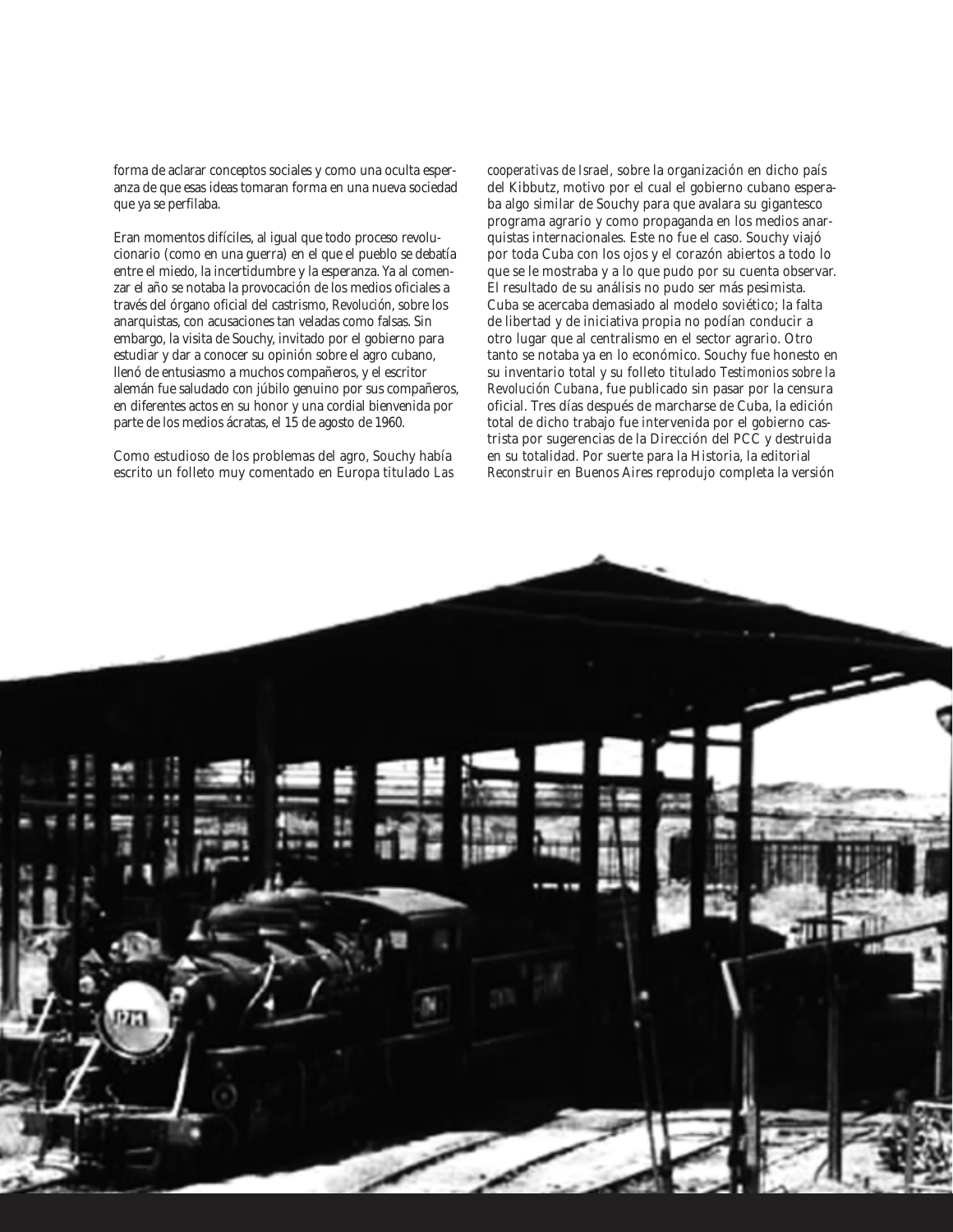forma de aclarar conceptos sociales y como una oculta esperanza de que esas ideas tomaran forma en una nueva sociedad que ya se perfilaba.

Eran momentos difíciles, al igual que todo proceso revolucionario (como en una guerra) en el que el pueblo se debatía entre el miedo, la incertidumbre y la esperanza. Ya al comenzar el año se notaba la provocación de los medios oficiales a través del órgano oficial del castrismo, *Revolución*, sobre los anarquistas, con acusaciones tan veladas como falsas. Sin embargo, la visita de Souchy, invitado por el gobierno para estudiar y dar a conocer su opinión sobre el agro cubano, llenó de entusiasmo a muchos compañeros, y el escritor alemán fue saludado con júbilo genuino por sus compañeros, en diferentes actos en su honor y una cordial bienvenida por parte de los medios ácratas, el 15 de agosto de 1960.

Como estudioso de los problemas del agro, Souchy había escrito un folleto muy comentado en Europa titulado *Las cooperativas de Israel*, sobre la organización en dicho país del Kibbutz, motivo por el cual el gobierno cubano esperaba algo similar de Souchy para que avalara su gigantesco programa agrario y como propaganda en los medios anarquistas internacionales. Este no fue el caso. Souchy viajó por toda Cuba con los ojos y el corazón abiertos a todo lo que se le mostraba y a lo que pudo por su cuenta observar. El resultado de su análisis no pudo ser más pesimista. Cuba se acercaba demasiado al modelo soviético; la falta de libertad y de iniciativa propia no podían conducir a otro lugar que al centralismo en el sector agrario. Otro tanto se notaba ya en lo económico. Souchy fue honesto en su inventario total y su folleto titulado *Testimonios sobre la Revolución Cubana*, fue publicado sin pasar por la censura oficial. Tres días después de marcharse de Cuba, la edición total de dicho trabajo fue intervenida por el gobierno castrista por sugerencias de la Dirección del PCC y destruida en su totalidad. Por suerte para la Historia, la editorial *Reconstruir* en Buenos Aires reprodujo completa la versión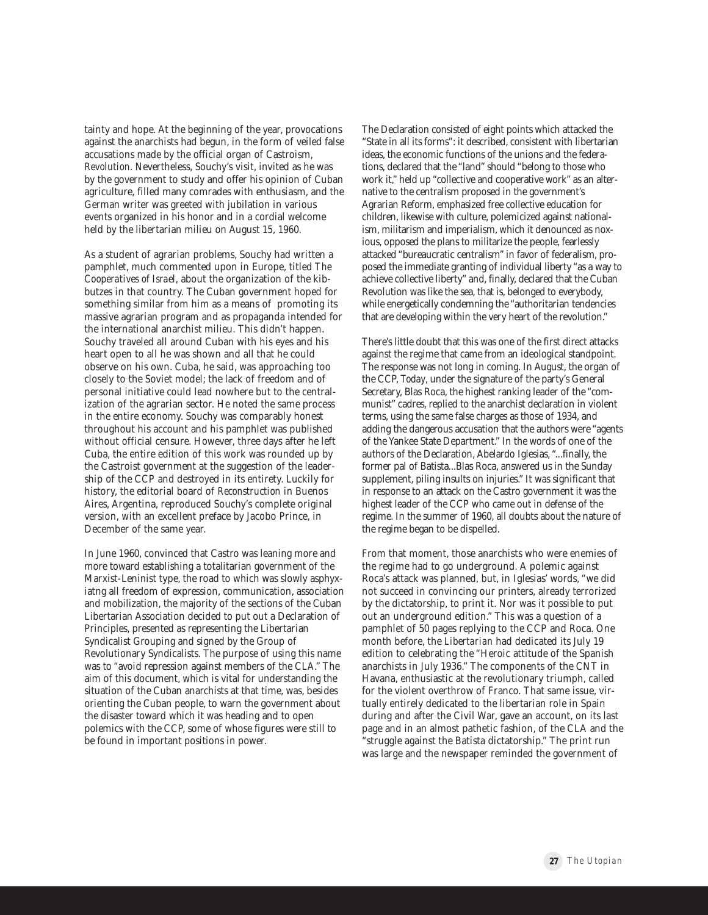tainty and hope. At the beginning of the year, provocations against the anarchists had begun, in the form of veiled false accusations made by the official organ of Castroism, *Revolution*. Nevertheless, Souchy's visit, invited as he was by the government to study and offer his opinion of Cuban agriculture, filled many comrades with enthusiasm, and the German writer was greeted with jubilation in various events organized in his honor and in a cordial welcome held by the libertarian milieu on August 15, 1960.

As a student of agrarian problems, Souchy had written a pamphlet, much commented upon in Europe, titled *The Cooperatives of Israel*, about the organization of the kibbutzes in that country. The Cuban government hoped for something similar from him as a means of promoting its massive agrarian program and as propaganda intended for the international anarchist milieu. This didn't happen. Souchy traveled all around Cuban with his eyes and his heart open to all he was shown and all that he could observe on his own. Cuba, he said, was approaching too closely to the Soviet model; the lack of freedom and of personal initiative could lead nowhere but to the centralization of the agrarian sector. He noted the same process in the entire economy. Souchy was comparably honest throughout his account and his pamphlet was published without official censure. However, three days after he left Cuba, the entire edition of this work was rounded up by the Castroist government at the suggestion of the leadership of the CCP and destroyed in its entirety. Luckily for history, the editorial board of *Reconstruction* in Buenos Aires, Argentina, reproduced Souchy's complete original version, with an excellent preface by Jacobo Prince, in December of the same year.

In June 1960, convinced that Castro was leaning more and more toward establishing a totalitarian government of the Marxist-Leninist type, the road to which was slowly asphyxiatng all freedom of expression, communication, association and mobilization, the majority of the sections of the Cuban Libertarian Association decided to put out a Declaration of Principles, presented as representing the Libertarian Syndicalist Grouping and signed by the Group of Revolutionary Syndicalists. The purpose of using this name was to "avoid repression against members of the CLA." The aim of this document, which is vital for understanding the situation of the Cuban anarchists at that time, was, besides orienting the Cuban people, to warn the government about the disaster toward which it was heading and to open polemics with the CCP, some of whose figures were still to be found in important positions in power.

The Declaration consisted of eight points which attacked the "State in all its forms": it described, consistent with libertarian ideas, the economic functions of the unions and the federations, declared that the "land" should "belong to those who work it," held up "collective and cooperative work" as an alternative to the centralism proposed in the government's Agrarian Reform, emphasized free collective education for children, likewise with culture, polemicized against nationalism, militarism and imperialism, which it denounced as noxious, opposed the plans to militarize the people, fearlessly attacked "bureaucratic centralism" in favor of federalism, proposed the immediate granting of individual liberty "as a way to achieve collective liberty" and, finally, declared that the Cuban Revolution was like the sea, that is, belonged to everybody, while energetically condemning the "authoritarian tendencies that are developing within the very heart of the revolution."

There's little doubt that this was one of the first direct attacks against the regime that came from an ideological standpoint. The response was not long in coming. In August, the organ of the CCP, *Today*, under the signature of the party's General Secretary, Blas Roca, the highest ranking leader of the "communist" cadres, replied to the anarchist declaration in violent terms, using the same false charges as those of 1934, and adding the dangerous accusation that the authors were "agents of the Yankee State Department." In the words of one of the authors of the Declaration, Abelardo Iglesias, "...finally, the former pal of Batista...Blas Roca, answered us in the Sunday supplement, piling insults on injuries." It was significant that in response to an attack on the Castro government it was the highest leader of the CCP who came out in defense of the regime. In the summer of 1960, all doubts about the nature of the regime began to be dispelled.

From that moment, those anarchists who were enemies of the regime had to go underground. A polemic against Roca's attack was planned, but, in Iglesias' words, "we did not succeed in convincing our printers, already terrorized by the dictatorship, to print it. Nor was it possible to put out an underground edition." This was a question of a pamphlet of 50 pages replying to the CCP and Roca. One month before, the *Libertarian* had dedicated its July 19 edition to celebrating the "Heroic attitude of the Spanish anarchists in July 1936." The components of the CNT in Havana, enthusiastic at the revolutionary triumph, called for the violent overthrow of Franco. That same issue, virtually entirely dedicated to the libertarian role in Spain during and after the Civil War, gave an account, on its last page and in an almost pathetic fashion, of the CLA and the "struggle against the Batista dictatorship." The print run was large and the newspaper reminded the government of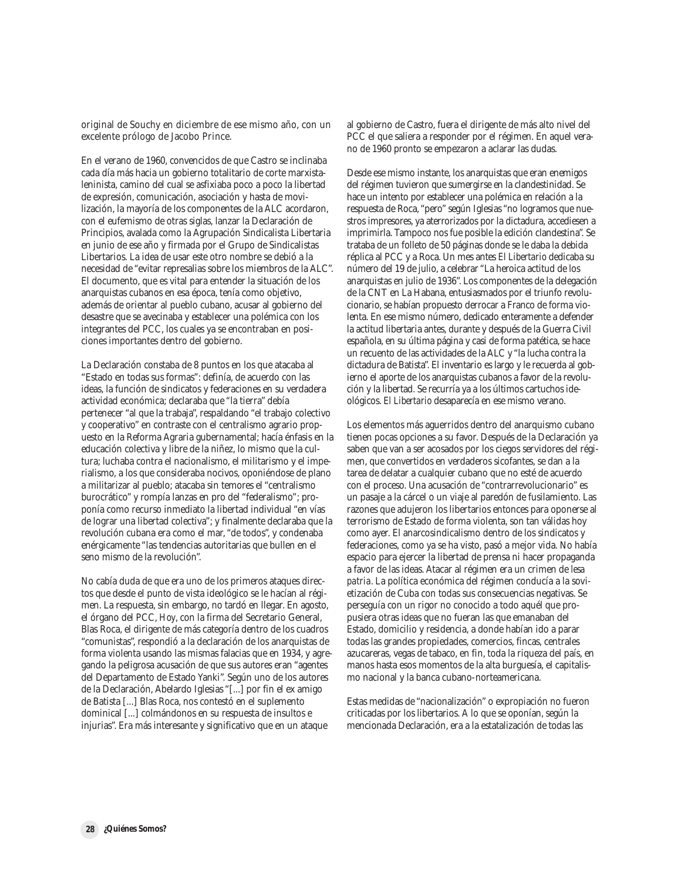original de Souchy en diciembre de ese mismo año, con un excelente prólogo de Jacobo Prince.

En el verano de 1960, convencidos de que Castro se inclinaba cada día más hacia un gobierno totalitario de corte marxista-leninista, camino del cual se asfixiaba poco a poco la libertad de expresión, comunicación, asociación y hasta de movilización, la mayoría de los componentes de la ALC acordaron, con el eufemismo de otras siglas, lanzar la Declaración de Principios, avalada como la Agrupación Sindicalista Libertaria en junio de ese año y firmada por el Grupo de Sindicalistas Libertarios. La idea de usar este otro nombre se debió a la necesidad de "evitar represalias sobre los miembros de la ALC". El documento, que es vital para entender la situación de los anarquistas cubanos en esa época, tenía como objetivo, además de orientar al pueblo cubano, acusar al gobierno del desastre que se avecinaba y establecer una polémica con los integrantes del PCC, los cuales ya se encontraban en posiciones importantes dentro del gobierno.

La Declaración constaba de 8 puntos en los que atacaba al "Estado en todas sus formas": definía, de acuerdo con las ideas, la función de sindicatos y federaciones en su verdadera actividad económica; declaraba que "la tierra" debía pertenecer "al que la trabaja", respaldando "el trabajo colectivo y cooperativo" en contraste con el centralismo agrario propuesto en la Reforma Agraria gubernamental; hacía énfasis en la educación colectiva y libre de la niñez, lo mismo que la cultura; luchaba contra el nacionalismo, el militarismo y el imperialismo, a los que consideraba nocivos, oponiéndose de plano a militarizar al pueblo; atacaba sin temores el "centralismo burocrático" y rompía lanzas en pro del "federalismo"; proponía como recurso inmediato la libertad individual "en vías de lograr una libertad colectiva"; y finalmente declaraba que la revolución cubana era como el mar, "de todos", y condenaba enérgicamente "las tendencias autoritarias que bullen en el seno mismo de la revolución".

No cabía duda de que era uno de los primeros ataques directos que desde el punto de vista ideológico se le hacían al régimen. La respuesta, sin embargo, no tardó en llegar. En agosto, el órgano del PCC, *Hoy*, con la firma del Secretario General, Blas Roca, el dirigente de más categoría dentro de los cuadros "comunistas", respondió a la declaración de los anarquistas de forma violenta usando las mismas falacias que en 1934, y agregando la peligrosa acusación de que sus autores eran "agentes del Departamento de Estado Yanki". Según uno de los autores de la Declaración, Abelardo Iglesias "[...] por fin el ex amigo de Batista [...] Blas Roca, nos contestó en el suplemento dominical [...] colmándonos en su respuesta de insultos e injurias". Era más interesante y significativo que en un ataque al gobierno de Castro, fuera el dirigente de más alto nivel del PCC el que saliera a responder por el régimen. En aquel verano de 1960 pronto se empezaron a aclarar las dudas.

Desde ese mismo instante, los anarquistas que eran enemigos del régimen tuvieron que sumergirse en la clandestinidad. Se hace un intento por establecer una polémica en relación a la respuesta de Roca, "pero" según Iglesias "no logramos que nuestros impresores, ya aterrorizados por la dictadura, accediesen a imprimirla. Tampoco nos fue posible la edición clandestina". Se trataba de un folleto de 50 páginas donde se le daba la debida réplica al PCC y a Roca. Un mes antes *El Libertario* dedicaba su número del 19 de julio, a celebrar "La heroica actitud de los anarquistas en julio de 1936". Los componentes de la delegación de la CNT en La Habana, entusiasmados por el triunfo revolucionario, se habían propuesto derrocar a Franco de forma violenta. En ese mismo número, dedicado enteramente a defender la actitud libertaria antes, durante y después de la Guerra Civil española, en su última página y casi de forma patética, se hace un recuento de las actividades de la ALC y "la lucha contra la dictadura de Batista". El inventario es largo y le recuerda al gobierno el aporte de los anarquistas cubanos a favor de la revolución y la libertad. Se recurría ya a los últimos cartuchos ideológicos. *El Libertario* desaparecía en ese mismo verano.

Los elementos más aguerridos dentro del anarquismo cubano tienen pocas opciones a su favor. Después de la Declaración ya saben que van a ser acosados por los ciegos servidores del régimen, que convertidos en verdaderos sicofantes, se dan a la tarea de delatar a cualquier cubano que no esté de acuerdo con el proceso. Una acusación de "contrarrevolucionario" es un pasaje a la cárcel o un viaje al paredón de fusilamiento. Las razones que adujeron los libertarios entonces para oponerse al terrorismo de Estado de forma violenta, son tan válidas hoy como ayer. El anarcosindicalismo dentro de los sindicatos y federaciones, como ya se ha visto, pasó a mejor vida. No había espacio para ejercer la libertad de prensa ni hacer propaganda a favor de las ideas. Atacar al régimen era un crimen de lesa patria. La política económica del régimen conducía a la sovietización de Cuba con todas sus consecuencias negativas. Se perseguía con un rigor no conocido a todo aquél que propusiera otras ideas que no fueran las que emanaban del Estado, domicilio y residencia, a donde habían ido a parar todas las grandes propiedades, comercios, fincas, centrales azucareras, vegas de tabaco, en fin, toda la riqueza del país, en manos hasta esos momentos de la alta burguesía, el capitalismo nacional y la banca cubano-norteamericana.

Estas medidas de "nacionalización" o expropiación no fueron criticadas por los libertarios. A lo que se oponían, según la mencionada Declaración, era a la estatalización de todas las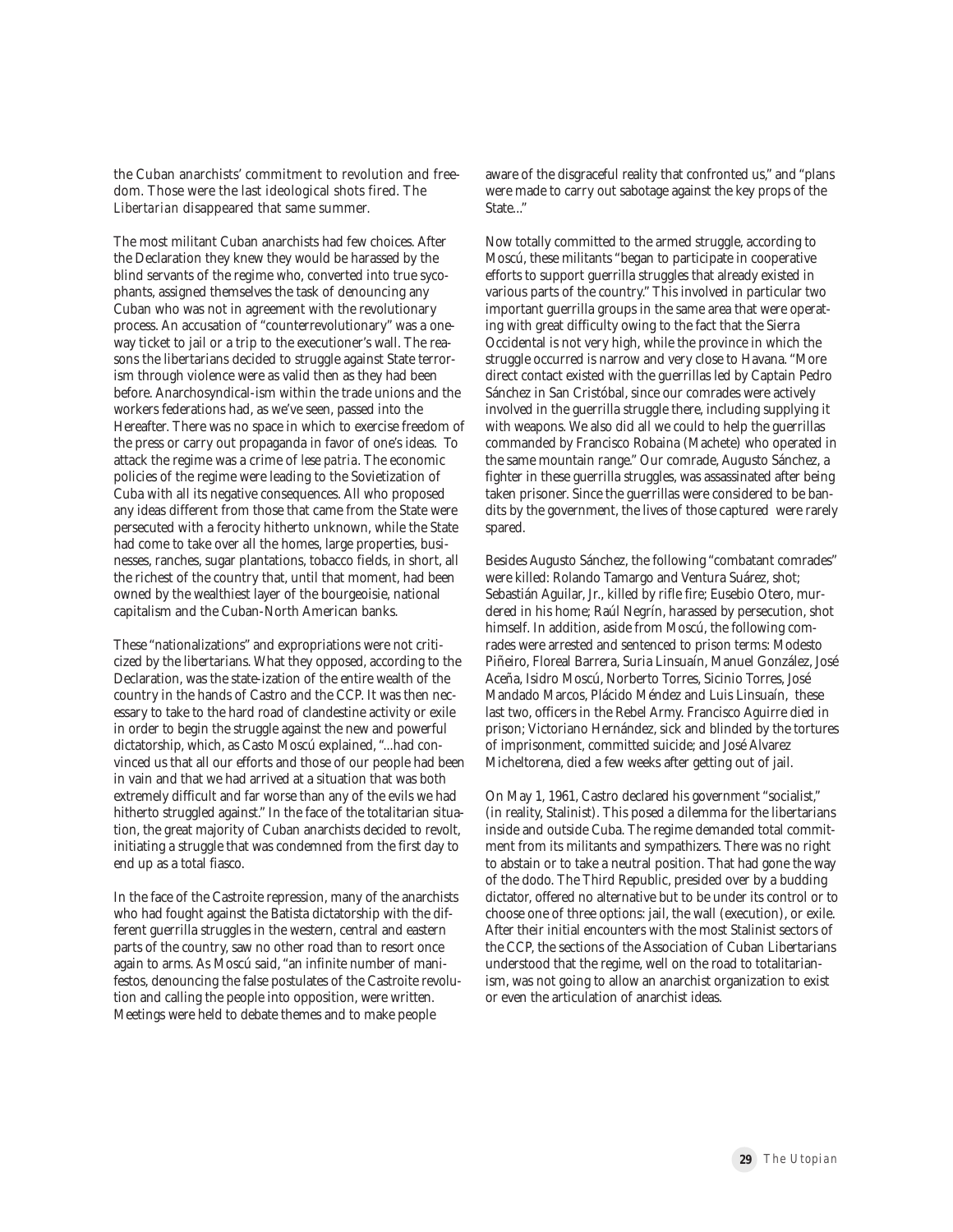the Cuban anarchists' commitment to revolution and freedom. Those were the last ideological shots fired. The *Libertarian* disappeared that same summer.

The most militant Cuban anarchists had few choices. After the Declaration they knew they would be harassed by the blind servants of the regime who, converted into true sycophants, assigned themselves the task of denouncing any Cuban who was not in agreement with the revolutionary process. An accusation of "counterrevolutionary" was a one-way ticket to jail or a trip to the executioner's wall. The reasons the libertarians decided to struggle against State terrorism through violence were as valid then as they had been before. Anarchosyndical-ism within the trade unions and the workers federations had, as we've seen, passed into the Hereafter. There was no space in which to exercise freedom of the press or carry out propaganda in favor of one's ideas. To attack the regime was a crime of *lese patria*. The economic policies of the regime were leading to the Sovietization of Cuba with all its negative consequences. All who proposed any ideas different from those that came from the State were persecuted with a ferocity hitherto unknown, while the State had come to take over all the homes, large properties, businesses, ranches, sugar plantations, tobacco fields, in short, all the richest of the country that, until that moment, had been owned by the wealthiest layer of the bourgeoisie, national capitalism and the Cuban-North American banks.

These "nationalizations" and expropriations were not criticized by the libertarians. What they opposed, according to the Declaration, was the state-ization of the entire wealth of the country in the hands of Castro and the CCP. It was then necessary to take to the hard road of clandestine activity or exile in order to begin the struggle against the new and powerful dictatorship, which, as Casto Moscú explained, "...had convinced us that all our efforts and those of our people had been in vain and that we had arrived at a situation that was both extremely difficult and far worse than any of the evils we had hitherto struggled against." In the face of the totalitarian situation, the great majority of Cuban anarchists decided to revolt, initiating a struggle that was condemned from the first day to end up as a total fiasco.

In the face of the Castroite repression, many of the anarchists who had fought against the Batista dictatorship with the different guerrilla struggles in the western, central and eastern parts of the country, saw no other road than to resort once again to arms. As Moscú said, "an infinite number of manifestos, denouncing the false postulates of the Castroite revolution and calling the people into opposition, were written. Meetings were held to debate themes and to make people aware of the disgraceful reality that confronted us," and "plans were made to carry out sabotage against the key props of the State..."

Now totally committed to the armed struggle, according to Moscú, these militants "began to participate in cooperative efforts to support guerrilla struggles that already existed in various parts of the country." This involved in particular two important guerrilla groups in the same area that were operating with great difficulty owing to the fact that the Sierra Occidental is not very high, while the province in which the struggle occurred is narrow and very close to Havana. "More direct contact existed with the guerrillas led by Captain Pedro Sánchez in San Cristóbal, since our comrades were actively involved in the guerrilla struggle there, including supplying it with weapons. We also did all we could to help the guerrillas commanded by Francisco Robaina (Machete) who operated in the same mountain range." Our comrade, Augusto Sánchez, a fighter in these guerrilla struggles, was assassinated after being taken prisoner. Since the guerrillas were considered to be bandits by the government, the lives of those captured were rarely spared.

Besides Augusto Sánchez, the following "combatant comrades" were killed: Rolando Tamargo and Ventura Suárez, shot; Sebastián Aguilar, Jr., killed by rifle fire; Eusebio Otero, murdered in his home; Raúl Negrín, harassed by persecution, shot himself. In addition, aside from Moscú, the following comrades were arrested and sentenced to prison terms: Modesto Piñeiro, Floreal Barrera, Suria Linsuaín, Manuel González, José Aceña, Isidro Moscú, Norberto Torres, Sicinio Torres, José Mandado Marcos, Plácido Méndez and Luis Linsuaín, these last two, officers in the Rebel Army. Francisco Aguirre died in prison; Victoriano Hernández, sick and blinded by the tortures of imprisonment, committed suicide; and José Alvarez Micheltorena, died a few weeks after getting out of jail.

On May 1, 1961, Castro declared his government "socialist," (in reality, Stalinist). This posed a dilemma for the libertarians inside and outside Cuba. The regime demanded total commitment from its militants and sympathizers. There was no right to abstain or to take a neutral position. That had gone the way of the dodo. The Third Republic, presided over by a budding dictator, offered no alternative but to be under its control or to choose one of three options: jail, the wall (execution), or exile. After their initial encounters with the most Stalinist sectors of the CCP, the sections of the Association of Cuban Libertarians understood that the regime, well on the road to totalitarianism, was not going to allow an anarchist organization to exist or even the articulation of anarchist ideas.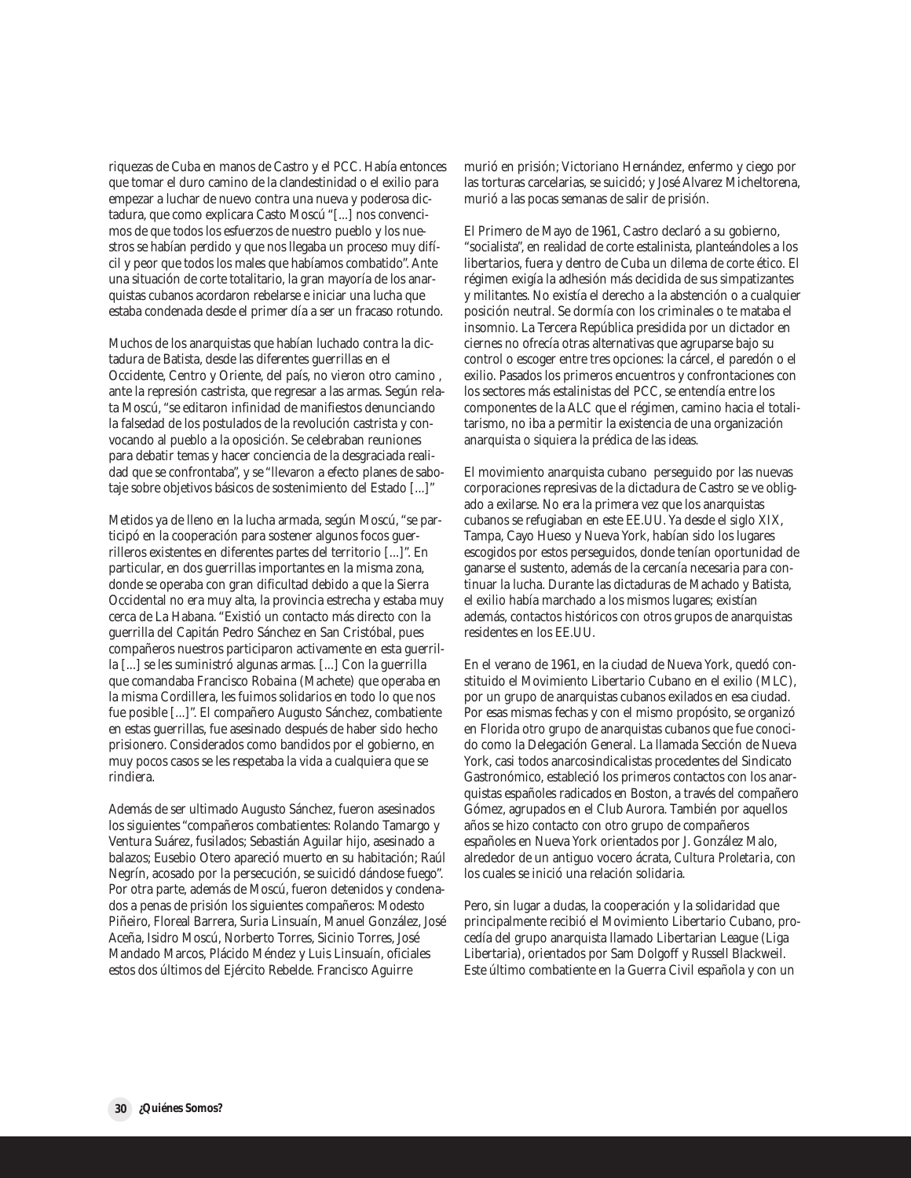riquezas de Cuba en manos de Castro y el PCC. Había entonces que tomar el duro camino de la clandestinidad o el exilio para empezar a luchar de nuevo contra una nueva y poderosa dictadura, que como explicara Casto Moscú "[...] nos convencimos de que todos los esfuerzos de nuestro pueblo y los nuestros se habían perdido y que nos llegaba un proceso muy difícil y peor que todos los males que habíamos combatido". Ante una situación de corte totalitario, la gran mayoría de los anarquistas cubanos acordaron rebelarse e iniciar una lucha que estaba condenada desde el primer día a ser un fracaso rotundo.

Muchos de los anarquistas que habían luchado contra la dictadura de Batista, desde las diferentes guerrillas en el Occidente, Centro y Oriente, del país, no vieron otro camino , ante la represión castrista, que regresar a las armas. Según relata Moscú, "se editaron infinidad de manifiestos denunciando la falsedad de los postulados de la revolución castrista y convocando al pueblo a la oposición. Se celebraban reuniones para debatir temas y hacer conciencia de la desgraciada realidad que se confrontaba", y se "llevaron a efecto planes de sabotaje sobre objetivos básicos de sostenimiento del Estado [...]"

Metidos ya de lleno en la lucha armada, según Moscú, "se participó en la cooperación para sostener algunos focos guerrilleros existentes en diferentes partes del territorio [...]". En particular, en dos guerrillas importantes en la misma zona, donde se operaba con gran dificultad debido a que la Sierra Occidental no era muy alta, la provincia estrecha y estaba muy cerca de La Habana. "Existió un contacto más directo con la guerrilla del Capitán Pedro Sánchez en San Cristóbal, pues compañeros nuestros participaron activamente en esta guerrilla [...] se les suministró algunas armas. [...] Con la guerrilla que comandaba Francisco Robaina (Machete) que operaba en la misma Cordillera, les fuimos solidarios en todo lo que nos fue posible [...]". El compañero Augusto Sánchez, combatiente en estas guerrillas, fue asesinado después de haber sido hecho prisionero. Considerados como bandidos por el gobierno, en muy pocos casos se les respetaba la vida a cualquiera que se rindiera.

Además de ser ultimado Augusto Sánchez, fueron asesinados los siguientes "compañeros combatientes: Rolando Tamargo y Ventura Suárez, fusilados; Sebastián Aguilar hijo, asesinado a balazos; Eusebio Otero apareció muerto en su habitación; Raúl Negrín, acosado por la persecución, se suicidó dándose fuego". Por otra parte, además de Moscú, fueron detenidos y condenados a penas de prisión los siguientes compañeros: Modesto Piñeiro, Floreal Barrera, Suria Linsuaín, Manuel González, José Aceña, Isidro Moscú, Norberto Torres, Sicinio Torres, José Mandado Marcos, Plácido Méndez y Luis Linsuaín, oficiales estos dos últimos del Ejército Rebelde. Francisco Aguirre murió en prisión; Victoriano Hernández, enfermo y ciego por las torturas carcelarias, se suicidó; y José Alvarez Micheltorena, murió a las pocas semanas de salir de prisión.

El Primero de Mayo de 1961, Castro declaró a su gobierno, "socialista", en realidad de corte estalinista, planteándoles a los libertarios, fuera y dentro de Cuba un dilema de corte ético. El régimen exigía la adhesión más decidida de sus simpatizantes y militantes. No existía el derecho a la abstención o a cualquier posición neutral. Se dormía con los criminales o te mataba el insomnio. La Tercera República presidida por un dictador en ciernes no ofrecía otras alternativas que agruparse bajo su control o escoger entre tres opciones: la cárcel, el paredón o el exilio. Pasados los primeros encuentros y confrontaciones con los sectores más estalinistas del PCC, se entendía entre los componentes de la ALC que el régimen, camino hacia el totalitarismo, no iba a permitir la existencia de una organización anarquista o siquiera la prédica de las ideas.

El movimiento anarquista cubano perseguido por las nuevas corporaciones represivas de la dictadura de Castro se ve obligado a exilarse. No era la primera vez que los anarquistas cubanos se refugiaban en este EE.UU. Ya desde el siglo XIX, Tampa, Cayo Hueso y Nueva York, habían sido los lugares escogidos por estos perseguidos, donde tenían oportunidad de ganarse el sustento, además de la cercanía necesaria para continuar la lucha. Durante las dictaduras de Machado y Batista, el exilio había marchado a los mismos lugares; existían además, contactos históricos con otros grupos de anarquistas residentes en los EE.UU.

En el verano de 1961, en la ciudad de Nueva York, quedó constituido el Movimiento Libertario Cubano en el exilio (MLC), por un grupo de anarquistas cubanos exilados en esa ciudad. Por esas mismas fechas y con el mismo propósito, se organizó en Florida otro grupo de anarquistas cubanos que fue conocido como la Delegación General. La llamada Sección de Nueva York, casi todos anarcosindicalistas procedentes del Sindicato Gastronómico, estableció los primeros contactos con los anarquistas españoles radicados en Boston, a través del compañero Gómez, agrupados en el Club Aurora. También por aquellos años se hizo contacto con otro grupo de compañeros españoles en Nueva York orientados por J. González Malo, alrededor de un antiguo vocero ácrata, *Cultura Proletaria*, con los cuales se inició una relación solidaria.

Pero, sin lugar a dudas, la cooperación y la solidaridad que principalmente recibió el Movimiento Libertario Cubano, procedía del grupo anarquista llamado Libertarian League (Liga Libertaria), orientados por Sam Dolgoff y Russell Blackweil. Este último combatiente en la Guerra Civil española y con un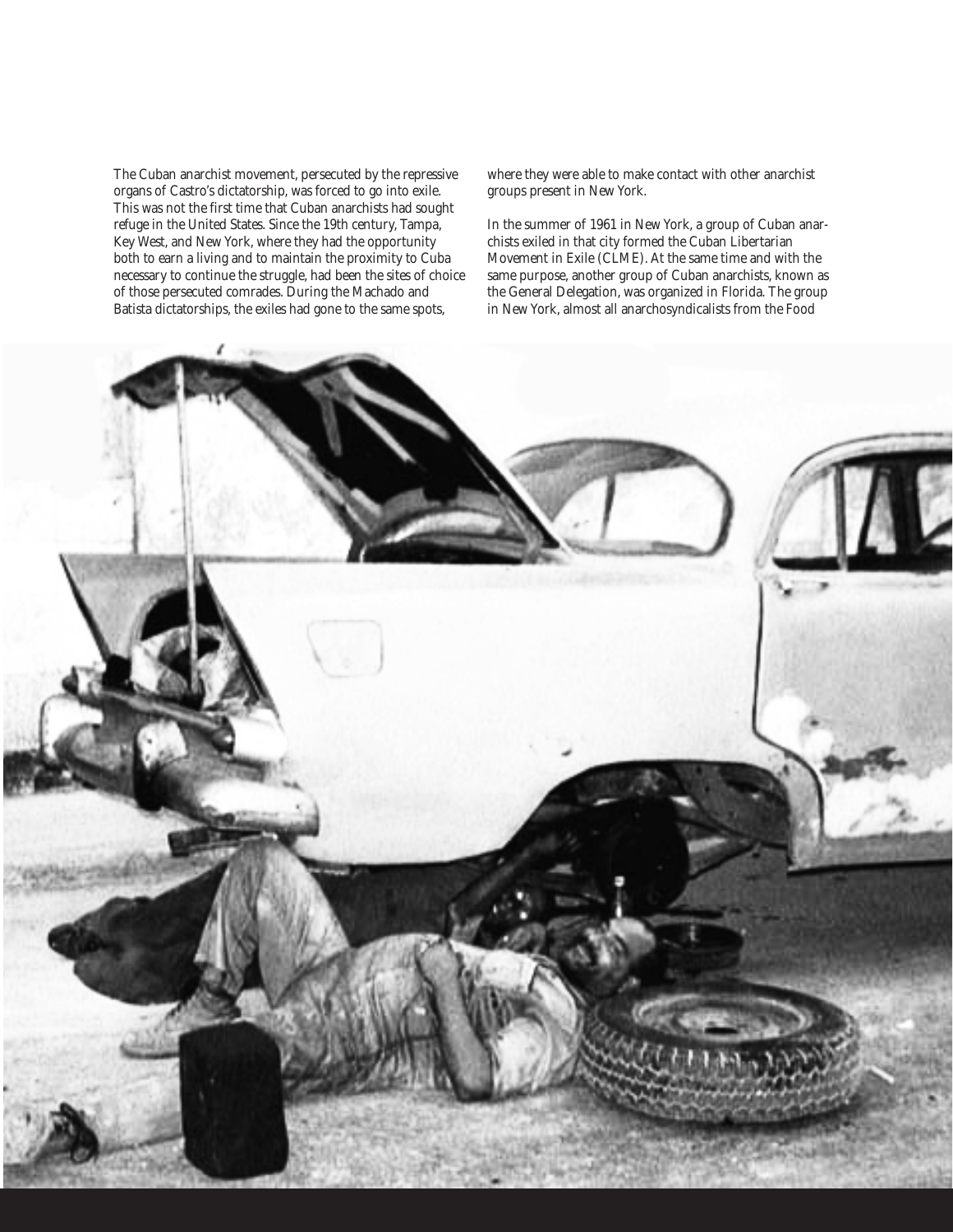The Cuban anarchist movement, persecuted by the repressive organs of Castro's dictatorship, was forced to go into exile. This was not the first time that Cuban anarchists had sought refuge in the United States. Since the 19th century, Tampa, Key West, and New York, where they had the opportunity both to earn a living and to maintain the proximity to Cuba necessary to continue the struggle, had been the sites of choice of those persecuted comrades. During the Machado and Batista dictatorships, the exiles had gone to the same spots, where they were able to make contact with other anarchist groups present in New York.

In the summer of 1961 in New York, a group of Cuban anarchists exiled in that city formed the Cuban Libertarian Movement in Exile (CLME). At the same time and with the same purpose, another group of Cuban anarchists, known as the General Delegation, was organized in Florida. The group in New York, almost all anarchosyndicalists from the Food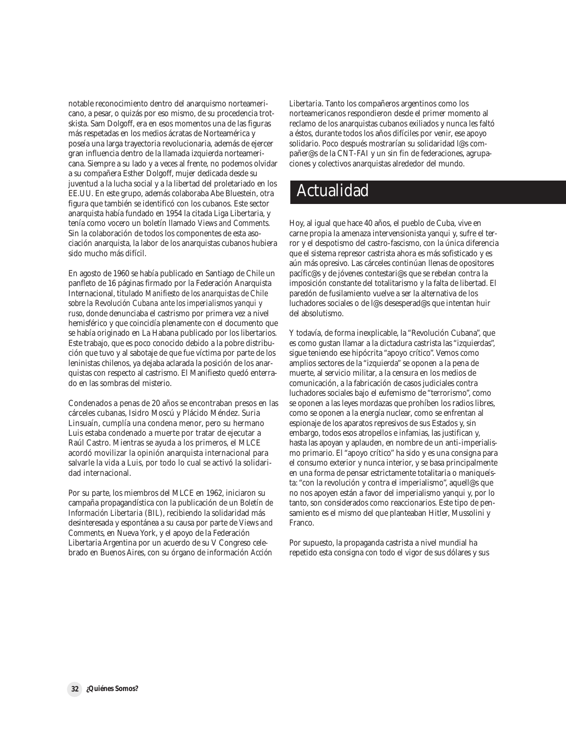notable reconocimiento dentro del anarquismo norteamericano, a pesar, o quizás por eso mismo, de su procedencia trotskista. Sam Dolgoff, era en esos momentos una de las figuras más respetadas en los medios ácratas de Norteamérica y poseía una larga trayectoria revolucionaria, además de ejercer gran influencia dentro de la llamada izquierda norteamericana. Siempre a su lado y a veces al frente, no podemos olvidar a su compañera Esther Dolgoff, mujer dedicada desde su juventud a la lucha social y a la libertad del proletariado en los EE.UU. En este grupo, además colaboraba Abe Bluestein, otra figura que también se identificó con los cubanos. Este sector anarquista había fundado en 1954 la citada Liga Libertaria, y tenía como vocero un boletín llamado *Views and Comments*. Sin la colaboración de todos los componentes de esta asociación anarquista, la labor de los anarquistas cubanos hubiera sido mucho más difícil.

En agosto de 1960 se había publicado en Santiago de Chile un panfleto de 16 páginas firmado por la Federación Anarquista Internacional, titulado *Manifiesto de los anarquistas de Chile sobre la Revolución Cubana ante los imperialismos yanqui y ruso*, donde denunciaba el castrismo por primera vez a nivel hemisférico y que coincidía plenamente con el documento que se había originado en La Habana publicado por los libertarios. Este trabajo, que es poco conocido debido a la pobre distribución que tuvo y al sabotaje de que fue víctima por parte de los leninistas chilenos, ya dejaba aclarada la posición de los anarquistas con respecto al castrismo. El Manifiesto quedó enterrado en las sombras del misterio.

Condenados a penas de 20 años se encontraban presos en las cárceles cubanas, Isidro Moscú y Plácido Méndez. Suria Linsuaín, cumplía una condena menor, pero su hermano Luis estaba condenado a muerte por tratar de ejecutar a Raúl Castro. Mientras se ayuda a los primeros, el MLCE acordó movilizar la opinión anarquista internacional para salvarle la vida a Luis, por todo lo cual se activó la solidaridad internacional.

Por su parte, los miembros del MLCE en 1962, iniciaron su campaña propagandística con la publicación de un *Boletín de Información Libertaria (BIL)*, recibiendo la solidaridad más desinteresada y espontánea a su causa por parte de *Views and Comments*, en Nueva York, y el apoyo de la Federación Libertaria Argentina por un acuerdo de su V Congreso celebrado en Buenos Aires, con su órgano de información *Acción Libertaria*. Tanto los compañeros argentinos como los norteamericanos respondieron desde el primer momento al reclamo de los anarquistas cubanos exiliados y nunca les faltó a éstos, durante todos los años difíciles por venir, ese apoyo solidario. Poco después mostrarían su solidaridad l@s compañer@s de la CNT-FAI y un sin fin de federaciones, agrupaciones y colectivos anarquistas alrededor del mundo.

## Actualidad

Hoy, al igual que hace 40 años, el pueblo de Cuba, vive en carne propia la amenaza intervensionista yanqui y, sufre el terror y el despotismo del castro-fascismo, con la única diferencia que el sistema represor castrista ahora es más sofisticado y es aún más opresivo. Las cárceles continúan llenas de opositores pacífic@s y de jóvenes contestari@s que se rebelan contra la imposición constante del totalitarismo y la falta de libertad. El paredón de fusilamiento vuelve a ser la alternativa de los luchadores sociales o de l@s desesperad@s que intentan huir del absolutismo.

Y todavía, de forma inexplicable, la "Revolución Cubana", que es como gustan llamar a la dictadura castrista las "izquierdas", sigue teniendo ese hipócrita "apoyo crítico". Vemos como amplios sectores de la "izquierda" se oponen a la pena de muerte, al servicio militar, a la censura en los medios de comunicación, a la fabricación de casos judiciales contra luchadores sociales bajo el eufemismo de "terrorismo", como se oponen a las leyes mordazas que prohíben los radios libres, como se oponen a la energía nuclear, como se enfrentan al espionaje de los aparatos represivos de sus Estados y, sin embargo, todos esos atropellos e infamias, las justifican y, hasta las apoyan y aplauden, en nombre de un anti-imperialismo primario. El "apoyo crítico" ha sido y es una consigna para el consumo exterior y nunca interior, y se basa principalmente en una forma de pensar estrictamente totalitaria o maniqueísta: "con la revolución y contra el imperialismo", aquell@s que no nos apoyen están a favor del imperialismo yanqui y, por lo tanto, son considerados como reaccionarios. Este tipo de pensamiento es el mismo del que planteaban Hitler, Mussolini y Franco.

Por supuesto, la propaganda castrista a nivel mundial ha repetido esta consigna con todo el vigor de sus dólares y sus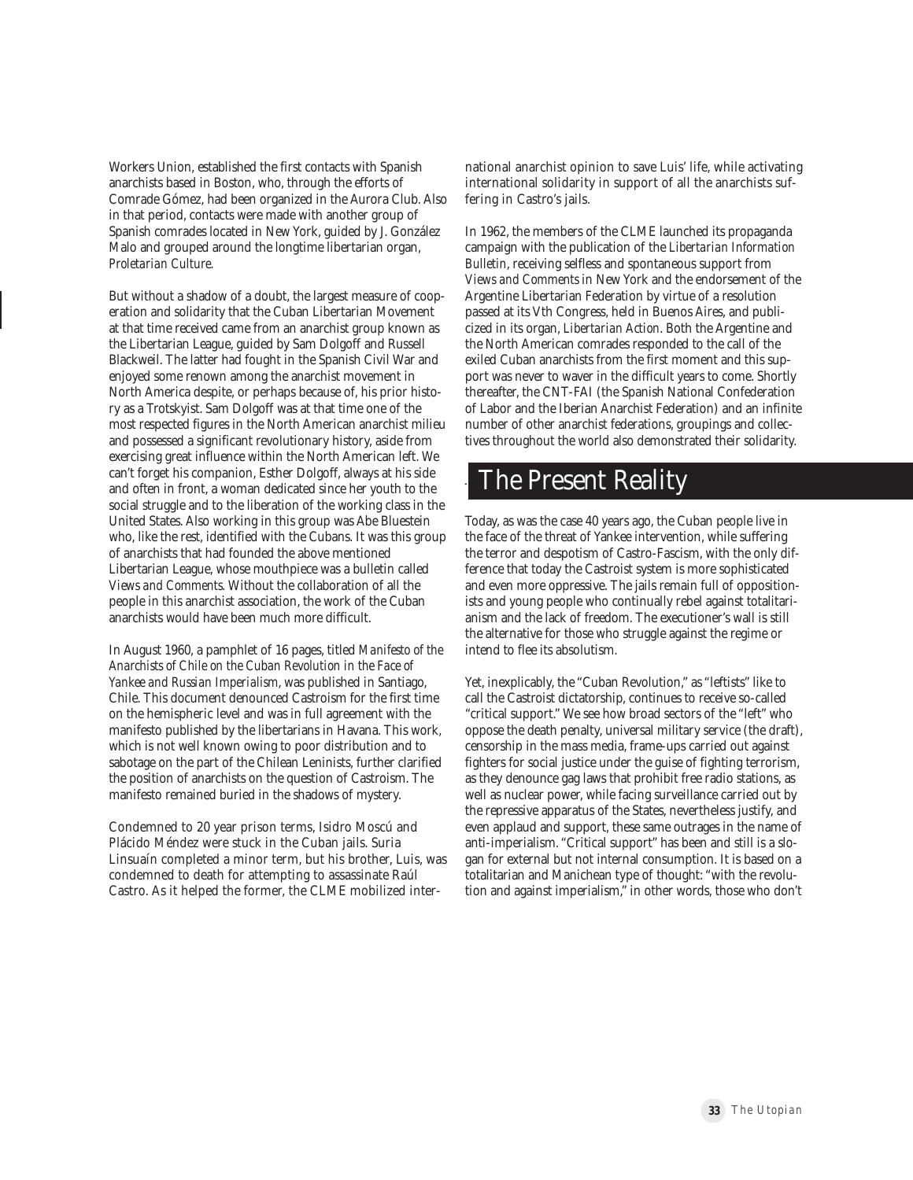Workers Union, established the first contacts with Spanish anarchists based in Boston, who, through the efforts of Comrade Gómez, had been organized in the Aurora Club. Also in that period, contacts were made with another group of Spanish comrades located in New York, guided by J. González Malo and grouped around the longtime libertarian organ, *Proletarian Culture*.

But without a shadow of a doubt, the largest measure of cooperation and solidarity that the Cuban Libertarian Movement at that time received came from an anarchist group known as the Libertarian League, guided by Sam Dolgoff and Russell Blackweil. The latter had fought in the Spanish Civil War and enjoyed some renown among the anarchist movement in North America despite, or perhaps because of, his prior history as a Trotskyist. Sam Dolgoff was at that time one of the most respected figures in the North American anarchist milieu and possessed a significant revolutionary history, aside from exercising great influence within the North American left. We can't forget his companion, Esther Dolgoff, always at his side and often in front, a woman dedicated since her youth to the social struggle and to the liberation of the working class in the United States. Also working in this group was Abe Bluestein who, like the rest, identified with the Cubans. It was this group of anarchists that had founded the above mentioned Libertarian League, whose mouthpiece was a bulletin called *Views and Comments*. Without the collaboration of all the people in this anarchist association, the work of the Cuban anarchists would have been much more difficult.

In August 1960, a pamphlet of 16 pages, titled *Manifesto of the Anarchists of Chile on the Cuban Revolution in the Face of Yankee and Russian Imperialism*, was published in Santiago, Chile. This document denounced Castroism for the first time on the hemispheric level and was in full agreement with the manifesto published by the libertarians in Havana. This work, which is not well known owing to poor distribution and to sabotage on the part of the Chilean Leninists, further clarified the position of anarchists on the question of Castroism. The manifesto remained buried in the shadows of mystery.

Condemned to 20 year prison terms, Isidro Moscú and Plácido Méndez were stuck in the Cuban jails. Suria Linsuaín completed a minor term, but his brother, Luis, was condemned to death for attempting to assassinate Raúl Castro. As it helped the former, the CLME mobilized international anarchist opinion to save Luis' life, while activating international solidarity in support of all the anarchists suffering in Castro's jails.

In 1962, the members of the CLME launched its propaganda campaign with the publication of the *Libertarian Information Bulletin*, receiving selfless and spontaneous support from *Views and Comments* in New York and the endorsement of the Argentine Libertarian Federation by virtue of a resolution passed at its Vth Congress, held in Buenos Aires, and publicized in its organ, *Libertarian Action*. Both the Argentine and the North American comrades responded to the call of the exiled Cuban anarchists from the first moment and this support was never to waver in the difficult years to come. Shortly thereafter, the CNT-FAI (the Spanish National Confederation of Labor and the Iberian Anarchist Federation) and an infinite number of other anarchist federations, groupings and collectives throughout the world also demonstrated their solidarity.

## The Present Reality

Today, as was the case 40 years ago, the Cuban people live in the face of the threat of Yankee intervention, while suffering the terror and despotism of Castro-Fascism, with the only difference that today the Castroist system is more sophisticated and even more oppressive. The jails remain full of oppositionists and young people who continually rebel against totalitarianism and the lack of freedom. The executioner's wall is still the alternative for those who struggle against the regime or intend to flee its absolutism.

Yet, inexplicably, the "Cuban Revolution," as "leftists" like to call the Castroist dictatorship, continues to receive so-called "critical support." We see how broad sectors of the "left" who oppose the death penalty, universal military service (the draft), censorship in the mass media, frame-ups carried out against fighters for social justice under the guise of fighting terrorism, as they denounce gag laws that prohibit free radio stations, as well as nuclear power, while facing surveillance carried out by the repressive apparatus of the States, nevertheless justify, and even applaud and support, these same outrages in the name of anti-imperialism. "Critical support" has been and still is a slogan for external but not internal consumption. It is based on a totalitarian and Manichean type of thought: "with the revolution and against imperialism," in other words, those who don't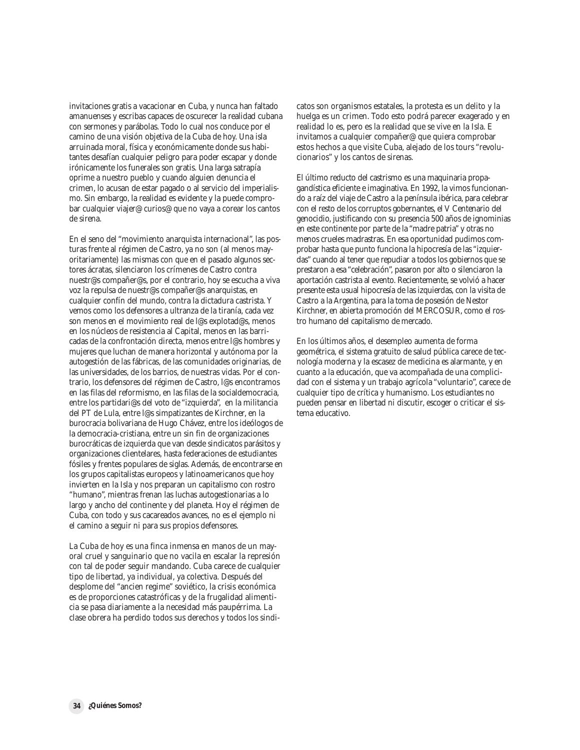invitaciones gratis a vacacionar en Cuba, y nunca han faltado amanuenses y escribas capaces de oscurecer la realidad cubana con sermones y parábolas. Todo lo cual nos conduce por el camino de una visión objetiva de la Cuba de hoy. Una isla arruinada moral, física y económicamente donde sus habitantes desafían cualquier peligro para poder escapar y donde irónicamente los funerales son gratis. Una larga satrapía oprime a nuestro pueblo y cuando alguien denuncia el crimen, lo acusan de estar pagado o al servicio del imperialismo. Sin embargo, la realidad es evidente y la puede comprobar cualquier viajer@ curios@ que no vaya a corear los cantos de sirena.

En el seno del "movimiento anarquista internacional", las posturas frente al régimen de Castro, ya no son (al menos mayoritariamente) las mismas con que en el pasado algunos sectores ácratas, silenciaron los crímenes de Castro contra nuestr@s compañer@s, por el contrario, hoy se escucha a viva voz la repulsa de nuestr@s compañer@s anarquistas, en cualquier confín del mundo, contra la dictadura castrista. Y vemos como los defensores a ultranza de la tiranía, cada vez son menos en el movimiento real de l@s explotad@s, menos en los núcleos de resistencia al Capital, menos en las barricadas de la confrontación directa, menos entre l@s hombres y mujeres que luchan de manera horizontal y autónoma por la autogestión de las fábricas, de las comunidades originarias, de las universidades, de los barrios, de nuestras vidas. Por el contrario, los defensores del régimen de Castro, l@s encontramos en las filas del reformismo, en las filas de la socialdemocracia, entre los partidari@s del voto de "izquierda", en la militancia del PT de Lula, entre l@s simpatizantes de Kirchner, en la burocracia bolivariana de Hugo Chávez, entre los ideólogos de la democracia-cristiana, entre un sin fin de organizaciones burocráticas de izquierda que van desde sindicatos parásitos y organizaciones clientelares, hasta federaciones de estudiantes fósiles y frentes populares de siglas. Además, de encontrarse en los grupos capitalistas europeos y latinoamericanos que hoy invierten en la Isla y nos preparan un capitalismo con rostro "humano", mientras frenan las luchas autogestionarias a lo largo y ancho del continente y del planeta. Hoy el régimen de Cuba, con todo y sus cacareados avances, no es el ejemplo ni el camino a seguir ni para sus propios defensores.

La Cuba de hoy es una finca inmensa en manos de un mayoral cruel y sanguinario que no vacila en escalar la represión con tal de poder seguir mandando. Cuba carece de cualquier tipo de libertad, ya individual, ya colectiva. Después del desplome del "ancien regime" soviético, la crisis económica es de proporciones catastróficas y de la frugalidad alimenticia se pasa diariamente a la necesidad más paupérrima. La clase obrera ha perdido todos sus derechos y todos los sindicatos son organismos estatales, la protesta es un delito y la huelga es un crimen. Todo esto podrá parecer exagerado y en realidad lo es, pero es la realidad que se vive en la Isla. E invitamos a cualquier compañer@ que quiera comprobar estos hechos a que visite Cuba, alejado de los tours "revolucionarios" y los cantos de sirenas.

El último reducto del castrismo es una maquinaria propagandística eficiente e imaginativa. En 1992, la vimos funcionando a raíz del viaje de Castro a la península ibérica, para celebrar con el resto de los corruptos gobernantes, el V Centenario del genocidio, justificando con su presencia 500 años de ignominias en este continente por parte de la "madre patria" y otras no menos crueles madrastras. En esa oportunidad pudimos comprobar hasta que punto funciona la hipocresía de las "izquierdas" cuando al tener que repudiar a todos los gobiernos que se prestaron a esa "celebración", pasaron por alto o silenciaron la aportación castrista al evento. Recientemente, se volvió a hacer presente esta usual hipocresía de las izquierdas, con la visita de Castro a la Argentina, para la toma de posesión de Nestor Kirchner, en abierta promoción del MERCOSUR, como el rostro humano del capitalismo de mercado.

En los últimos años, el desempleo aumenta de forma geométrica, el sistema gratuito de salud pública carece de tecnología moderna y la escasez de medicina es alarmante, y en cuanto a la educación, que va acompañada de una complicidad con el sistema y un trabajo agrícola "voluntario", carece de cualquier tipo de crítica y humanismo. Los estudiantes no pueden pensar en libertad ni discutir, escoger o criticar el sistema educativo.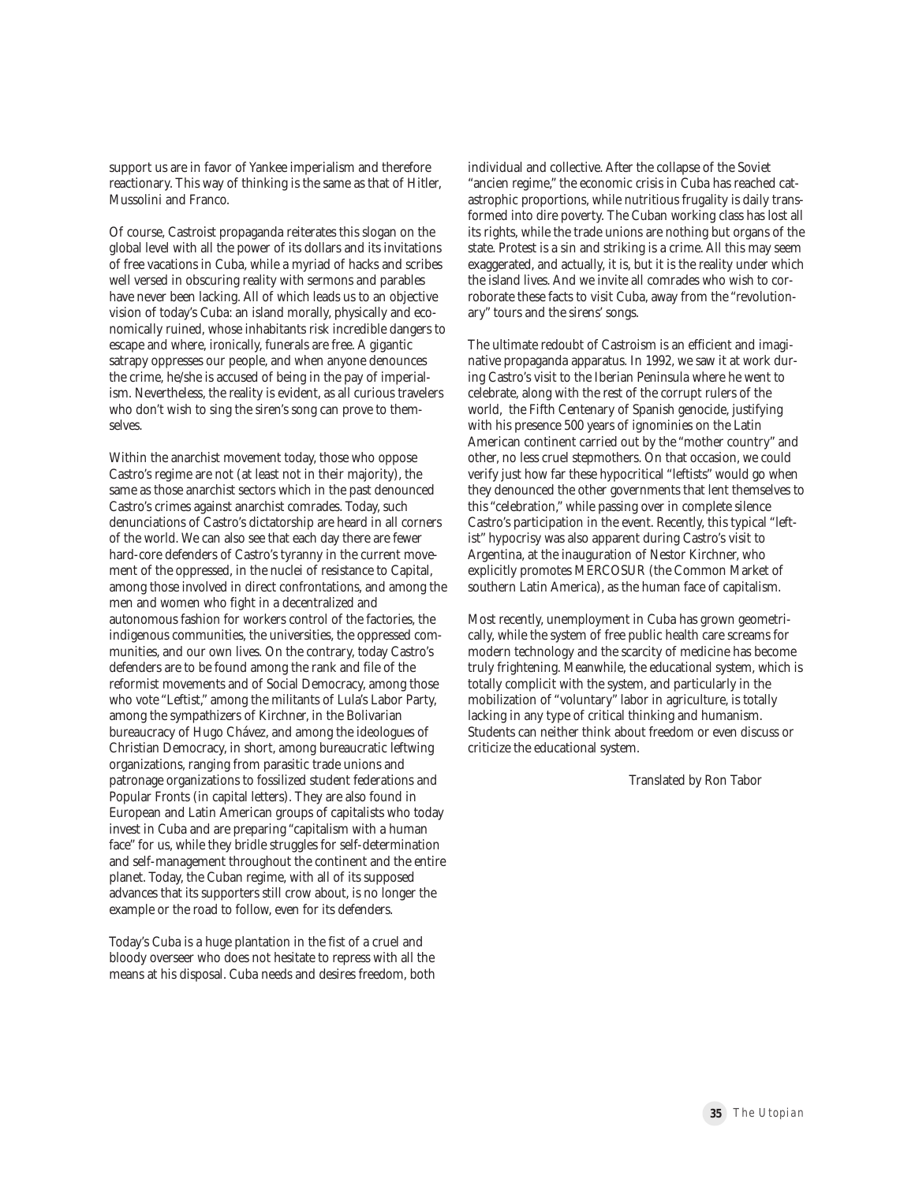support us are in favor of Yankee imperialism and therefore reactionary. This way of thinking is the same as that of Hitler, Mussolini and Franco.

Of course, Castroist propaganda reiterates this slogan on the global level with all the power of its dollars and its invitations of free vacations in Cuba, while a myriad of hacks and scribes well versed in obscuring reality with sermons and parables have never been lacking. All of which leads us to an objective vision of today's Cuba: an island morally, physically and economically ruined, whose inhabitants risk incredible dangers to escape and where, ironically, funerals are free. A gigantic satrapy oppresses our people, and when anyone denounces the crime, he/she is accused of being in the pay of imperialism. Nevertheless, the reality is evident, as all curious travelers who don't wish to sing the siren's song can prove to themselves.

Within the anarchist movement today, those who oppose Castro's regime are not (at least not in their majority), the same as those anarchist sectors which in the past denounced Castro's crimes against anarchist comrades. Today, such denunciations of Castro's dictatorship are heard in all corners of the world. We can also see that each day there are fewer hard-core defenders of Castro's tyranny in the current movement of the oppressed, in the nuclei of resistance to Capital, among those involved in direct confrontations, and among the men and women who fight in a decentralized and autonomous fashion for workers control of the factories, the indigenous communities, the universities, the oppressed communities, and our own lives. On the contrary, today Castro's defenders are to be found among the rank and file of the reformist movements and of Social Democracy, among those who vote "Leftist," among the militants of Lula's Labor Party, among the sympathizers of Kirchner, in the Bolivarian bureaucracy of Hugo Chávez, and among the ideologues of Christian Democracy, in short, among bureaucratic leftwing organizations, ranging from parasitic trade unions and patronage organizations to fossilized student federations and Popular Fronts (in capital letters). They are also found in European and Latin American groups of capitalists who today invest in Cuba and are preparing "capitalism with a human face" for us, while they bridle struggles for self-determination and self-management throughout the continent and the entire planet. Today, the Cuban regime, with all of its supposed advances that its supporters still crow about, is no longer the example or the road to follow, even for its defenders.

Today's Cuba is a huge plantation in the fist of a cruel and bloody overseer who does not hesitate to repress with all the means at his disposal. Cuba needs and desires freedom, both individual and collective. After the collapse of the Soviet "ancien regime," the economic crisis in Cuba has reached catastrophic proportions, while nutritious frugality is daily transformed into dire poverty. The Cuban working class has lost all its rights, while the trade unions are nothing but organs of the state. Protest is a sin and striking is a crime. All this may seem exaggerated, and actually, it is, but it is the reality under which the island lives. And we invite all comrades who wish to corroborate these facts to visit Cuba, away from the "revolutionary" tours and the sirens' songs.

The ultimate redoubt of Castroism is an efficient and imaginative propaganda apparatus. In 1992, we saw it at work during Castro's visit to the Iberian Peninsula where he went to celebrate, along with the rest of the corrupt rulers of the world, the Fifth Centenary of Spanish genocide, justifying with his presence 500 years of ignominies on the Latin American continent carried out by the "mother country" and other, no less cruel stepmothers. On that occasion, we could verify just how far these hypocritical "leftists" would go when they denounced the other governments that lent themselves to this "celebration," while passing over in complete silence Castro's participation in the event. Recently, this typical "leftist" hypocrisy was also apparent during Castro's visit to Argentina, at the inauguration of Nestor Kirchner, who explicitly promotes MERCOSUR (the Common Market of southern Latin America), as the human face of capitalism.

Most recently, unemployment in Cuba has grown geometrically, while the system of free public health care screams for modern technology and the scarcity of medicine has become truly frightening. Meanwhile, the educational system, which is totally complicit with the system, and particularly in the mobilization of "voluntary" labor in agriculture, is totally lacking in any type of critical thinking and humanism. Students can neither think about freedom or even discuss or criticize the educational system.

Translated by Ron Tabor